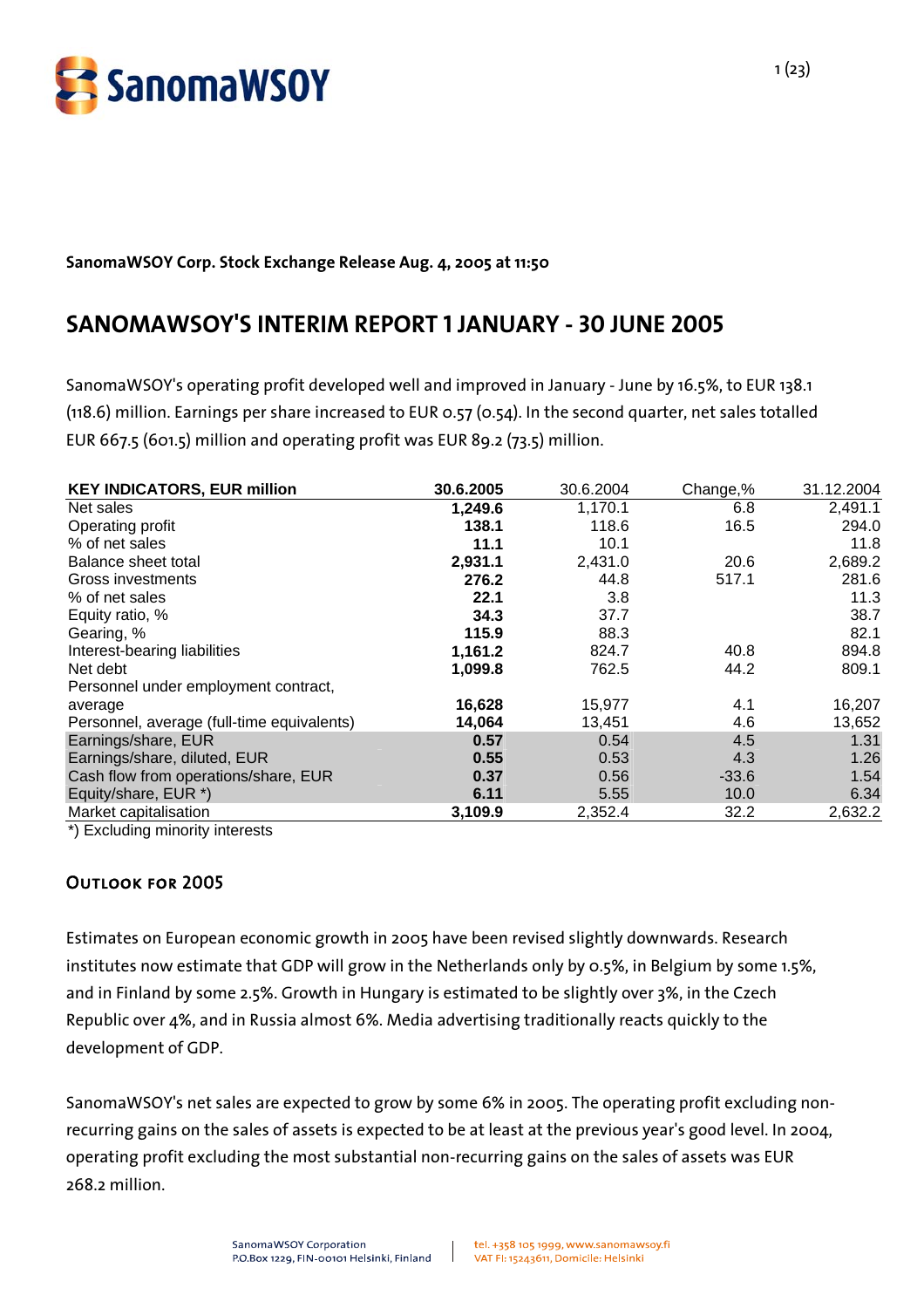**SanomaWSOY Corp. Stock Exchange Release Aug. 4, 2005 at 11:50**

# SANOMAWSOY'S INTERIM REPORT 1 JANUARY - 30 JUNE 2005

SanomaWSOY's operating profit developed well and improved in January - June by 16.5%, to EUR 138.1 (118.6) million. Earnings per share increased to EUR 0.57 (0.54). In the second quarter, net sales totalled EUR 667.5 (601.5) million and operating profit was EUR 89.2 (73.5) million.

| KEY INDICATORS, EUR million | 30.6.2005 | 30.6.2004 | Change,% | 31.12.2004 |
|---|---|---|---|---|
| Net sales | **1,249.6** | 1,170.1 | 6.8 | 2,491.1 |
| Operating profit | **138.1** | 118.6 | 16.5 | 294.0 |
| % of net sales | **11.1** | 10.1 | | 11.8 |
| Balance sheet total | **2,931.1** | 2,431.0 | 20.6 | 2,689.2 |
| Gross investments | **276.2** | 44.8 | 517.1 | 281.6 |
| % of net sales | **22.1** | 3.8 | | 11.3 |
| Equity ratio, % | **34.3** | 37.7 | | 38.7 |
| Gearing, % | **115.9** | 88.3 | | 82.1 |
| Interest-bearing liabilities | **1,161.2** | 824.7 | 40.8 | 894.8 |
| Net debt | **1,099.8** | 762.5 | 44.2 | 809.1 |
| Personnel under employment contract, average | **16,628** | 15,977 | 4.1 | 16,207 |
| Personnel, average (full-time equivalents) | **14,064** | 13,451 | 4.6 | 13,652 |
| Earnings/share, EUR | **0.57** | 0.54 | 4.5 | 1.31 |
| Earnings/share, diluted, EUR | **0.55** | 0.53 | 4.3 | 1.26 |
| Cash flow from operations/share, EUR | **0.37** | 0.56 | -33.6 | 1.54 |
| Equity/share, EUR *) | **6.11** | 5.55 | 10.0 | 6.34 |
| Market capitalisation | **3,109.9** | 2,352.4 | 32.2 | 2,632.2 |

*) Excluding minority interests

## Outlook for 2005

Estimates on European economic growth in 2005 have been revised slightly downwards. Research institutes now estimate that GDP will grow in the Netherlands only by 0.5%, in Belgium by some 1.5%, and in Finland by some 2.5%. Growth in Hungary is estimated to be slightly over 3%, in the Czech Republic over 4%, and in Russia almost 6%. Media advertising traditionally reacts quickly to the development of GDP.

SanomaWSOY's net sales are expected to grow by some 6% in 2005. The operating profit excluding non-recurring gains on the sales of assets is expected to be at least at the previous year's good level. In 2004, operating profit excluding the most substantial non-recurring gains on the sales of assets was EUR 268.2 million.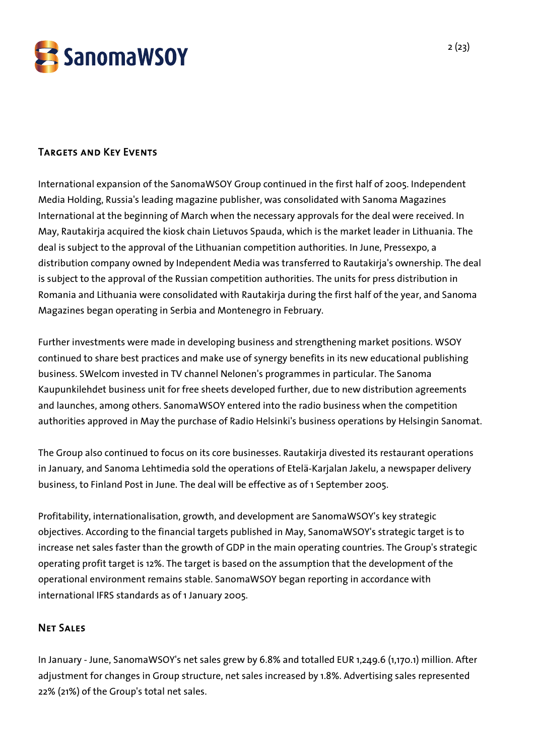## Targets and Key Events

International expansion of the SanomaWSOY Group continued in the first half of 2005. Independent Media Holding, Russia's leading magazine publisher, was consolidated with Sanoma Magazines International at the beginning of March when the necessary approvals for the deal were received. In May, Rautakirja acquired the kiosk chain Lietuvos Spauda, which is the market leader in Lithuania. The deal is subject to the approval of the Lithuanian competition authorities. In June, Pressexpo, a distribution company owned by Independent Media was transferred to Rautakirja's ownership. The deal is subject to the approval of the Russian competition authorities. The units for press distribution in Romania and Lithuania were consolidated with Rautakirja during the first half of the year, and Sanoma Magazines began operating in Serbia and Montenegro in February.

Further investments were made in developing business and strengthening market positions. WSOY continued to share best practices and make use of synergy benefits in its new educational publishing business. SWelcom invested in TV channel Nelonen's programmes in particular. The Sanoma Kaupunkilehdet business unit for free sheets developed further, due to new distribution agreements and launches, among others. SanomaWSOY entered into the radio business when the competition authorities approved in May the purchase of Radio Helsinki's business operations by Helsingin Sanomat.

The Group also continued to focus on its core businesses. Rautakirja divested its restaurant operations in January, and Sanoma Lehtimedia sold the operations of Etelä-Karjalan Jakelu, a newspaper delivery business, to Finland Post in June. The deal will be effective as of 1 September 2005.

Profitability, internationalisation, growth, and development are SanomaWSOY's key strategic objectives. According to the financial targets published in May, SanomaWSOY's strategic target is to increase net sales faster than the growth of GDP in the main operating countries. The Group's strategic operating profit target is 12%. The target is based on the assumption that the development of the operational environment remains stable. SanomaWSOY began reporting in accordance with international IFRS standards as of 1 January 2005.

## Net Sales

In January - June, SanomaWSOY's net sales grew by 6.8% and totalled EUR 1,249.6 (1,170.1) million. After adjustment for changes in Group structure, net sales increased by 1.8%. Advertising sales represented 22% (21%) of the Group's total net sales.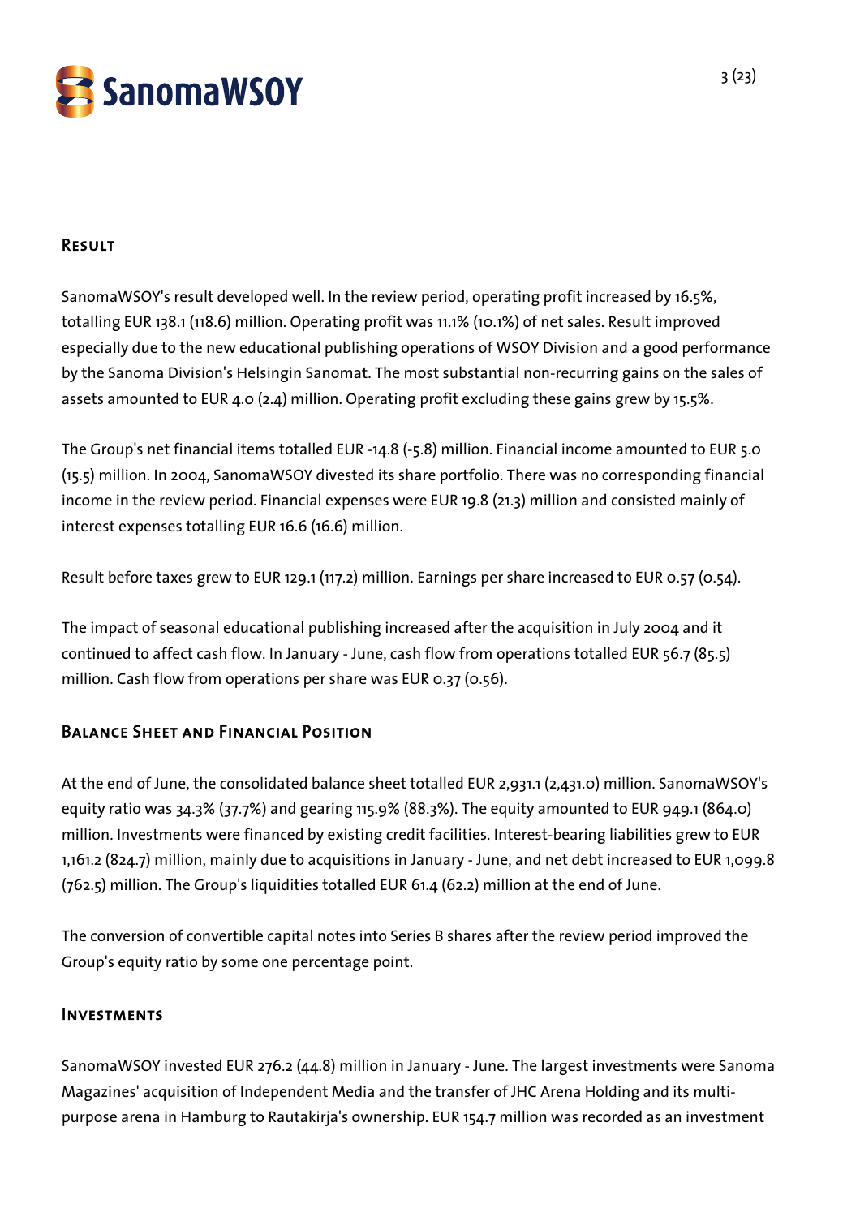## Result

SanomaWSOY's result developed well. In the review period, operating profit increased by 16.5%, totalling EUR 138.1 (118.6) million. Operating profit was 11.1% (10.1%) of net sales. Result improved especially due to the new educational publishing operations of WSOY Division and a good performance by the Sanoma Division's Helsingin Sanomat. The most substantial non-recurring gains on the sales of assets amounted to EUR 4.0 (2.4) million. Operating profit excluding these gains grew by 15.5%.

The Group's net financial items totalled EUR -14.8 (-5.8) million. Financial income amounted to EUR 5.0 (15.5) million. In 2004, SanomaWSOY divested its share portfolio. There was no corresponding financial income in the review period. Financial expenses were EUR 19.8 (21.3) million and consisted mainly of interest expenses totalling EUR 16.6 (16.6) million.

Result before taxes grew to EUR 129.1 (117.2) million. Earnings per share increased to EUR 0.57 (0.54).

The impact of seasonal educational publishing increased after the acquisition in July 2004 and it continued to affect cash flow. In January - June, cash flow from operations totalled EUR 56.7 (85.5) million. Cash flow from operations per share was EUR 0.37 (0.56).

## Balance Sheet and Financial Position

At the end of June, the consolidated balance sheet totalled EUR 2,931.1 (2,431.0) million. SanomaWSOY's equity ratio was 34.3% (37.7%) and gearing 115.9% (88.3%). The equity amounted to EUR 949.1 (864.0) million. Investments were financed by existing credit facilities. Interest-bearing liabilities grew to EUR 1,161.2 (824.7) million, mainly due to acquisitions in January - June, and net debt increased to EUR 1,099.8 (762.5) million. The Group's liquidities totalled EUR 61.4 (62.2) million at the end of June.

The conversion of convertible capital notes into Series B shares after the review period improved the Group's equity ratio by some one percentage point.

## Investments

SanomaWSOY invested EUR 276.2 (44.8) million in January - June. The largest investments were Sanoma Magazines' acquisition of Independent Media and the transfer of JHC Arena Holding and its multi-purpose arena in Hamburg to Rautakirja's ownership. EUR 154.7 million was recorded as an investment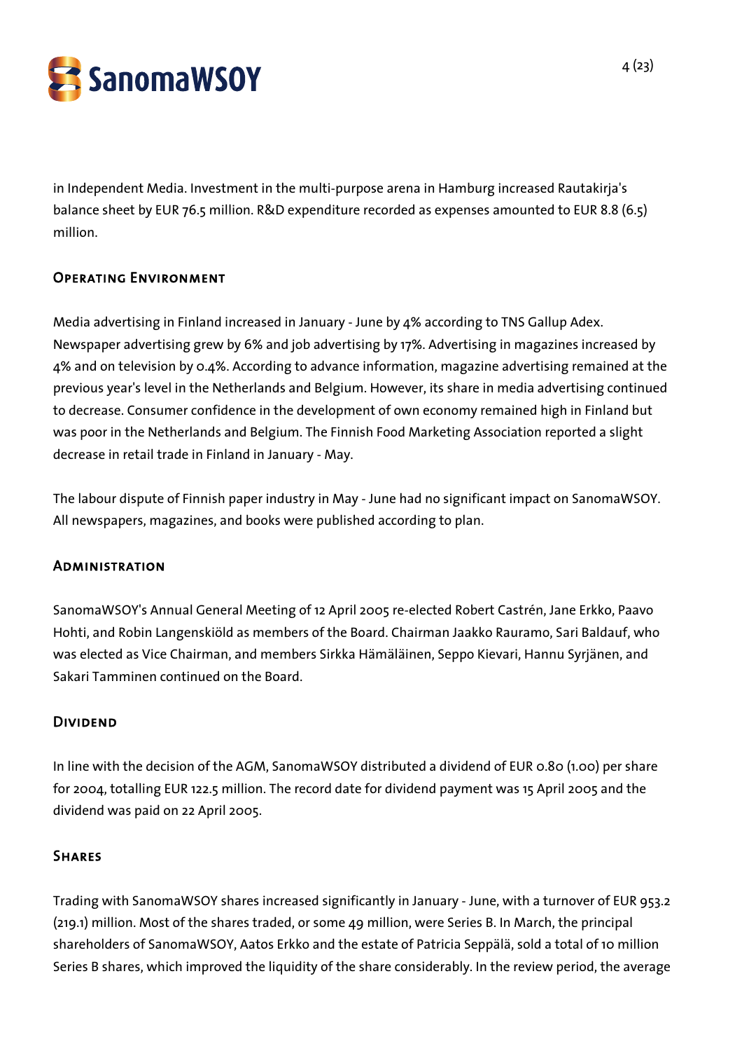in Independent Media. Investment in the multi-purpose arena in Hamburg increased Rautakirja's balance sheet by EUR 76.5 million. R&D expenditure recorded as expenses amounted to EUR 8.8 (6.5) million.

## Operating Environment

Media advertising in Finland increased in January - June by 4% according to TNS Gallup Adex. Newspaper advertising grew by 6% and job advertising by 17%. Advertising in magazines increased by 4% and on television by 0.4%. According to advance information, magazine advertising remained at the previous year's level in the Netherlands and Belgium. However, its share in media advertising continued to decrease. Consumer confidence in the development of own economy remained high in Finland but was poor in the Netherlands and Belgium. The Finnish Food Marketing Association reported a slight decrease in retail trade in Finland in January - May.

The labour dispute of Finnish paper industry in May - June had no significant impact on SanomaWSOY. All newspapers, magazines, and books were published according to plan.

## Administration

SanomaWSOY's Annual General Meeting of 12 April 2005 re-elected Robert Castrén, Jane Erkko, Paavo Hohti, and Robin Langenskiöld as members of the Board. Chairman Jaakko Rauramo, Sari Baldauf, who was elected as Vice Chairman, and members Sirkka Hämäläinen, Seppo Kievari, Hannu Syrjänen, and Sakari Tamminen continued on the Board.

## Dividend

In line with the decision of the AGM, SanomaWSOY distributed a dividend of EUR 0.80 (1.00) per share for 2004, totalling EUR 122.5 million. The record date for dividend payment was 15 April 2005 and the dividend was paid on 22 April 2005.

## Shares

Trading with SanomaWSOY shares increased significantly in January - June, with a turnover of EUR 953.2 (219.1) million. Most of the shares traded, or some 49 million, were Series B. In March, the principal shareholders of SanomaWSOY, Aatos Erkko and the estate of Patricia Seppälä, sold a total of 10 million Series B shares, which improved the liquidity of the share considerably. In the review period, the average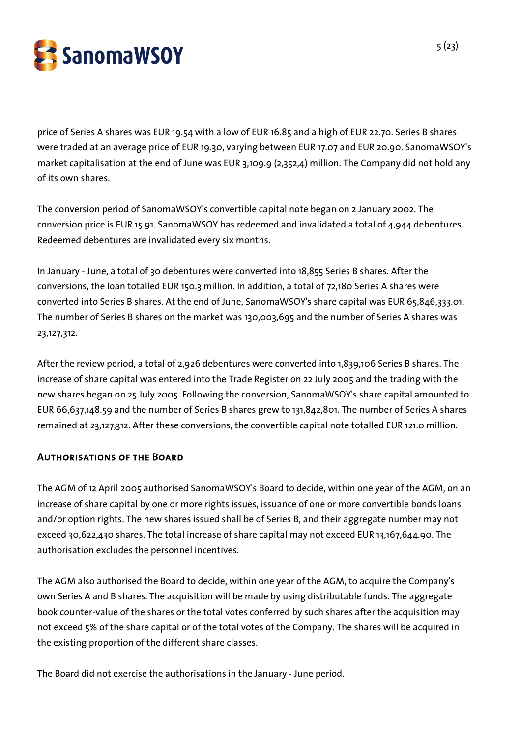price of Series A shares was EUR 19.54 with a low of EUR 16.85 and a high of EUR 22.70. Series B shares were traded at an average price of EUR 19.30, varying between EUR 17.07 and EUR 20.90. SanomaWSOY's market capitalisation at the end of June was EUR 3,109.9 (2,352,4) million. The Company did not hold any of its own shares.

The conversion period of SanomaWSOY's convertible capital note began on 2 January 2002. The conversion price is EUR 15.91. SanomaWSOY has redeemed and invalidated a total of 4,944 debentures. Redeemed debentures are invalidated every six months.

In January - June, a total of 30 debentures were converted into 18,855 Series B shares. After the conversions, the loan totalled EUR 150.3 million. In addition, a total of 72,180 Series A shares were converted into Series B shares. At the end of June, SanomaWSOY's share capital was EUR 65,846,333.01. The number of Series B shares on the market was 130,003,695 and the number of Series A shares was 23,127,312.

After the review period, a total of 2,926 debentures were converted into 1,839,106 Series B shares. The increase of share capital was entered into the Trade Register on 22 July 2005 and the trading with the new shares began on 25 July 2005. Following the conversion, SanomaWSOY's share capital amounted to EUR 66,637,148.59 and the number of Series B shares grew to 131,842,801. The number of Series A shares remained at 23,127,312. After these conversions, the convertible capital note totalled EUR 121.0 million.

## Authorisations of the Board

The AGM of 12 April 2005 authorised SanomaWSOY's Board to decide, within one year of the AGM, on an increase of share capital by one or more rights issues, issuance of one or more convertible bonds loans and/or option rights. The new shares issued shall be of Series B, and their aggregate number may not exceed 30,622,430 shares. The total increase of share capital may not exceed EUR 13,167,644.90. The authorisation excludes the personnel incentives.

The AGM also authorised the Board to decide, within one year of the AGM, to acquire the Company's own Series A and B shares. The acquisition will be made by using distributable funds. The aggregate book counter-value of the shares or the total votes conferred by such shares after the acquisition may not exceed 5% of the share capital or of the total votes of the Company. The shares will be acquired in the existing proportion of the different share classes.

The Board did not exercise the authorisations in the January - June period.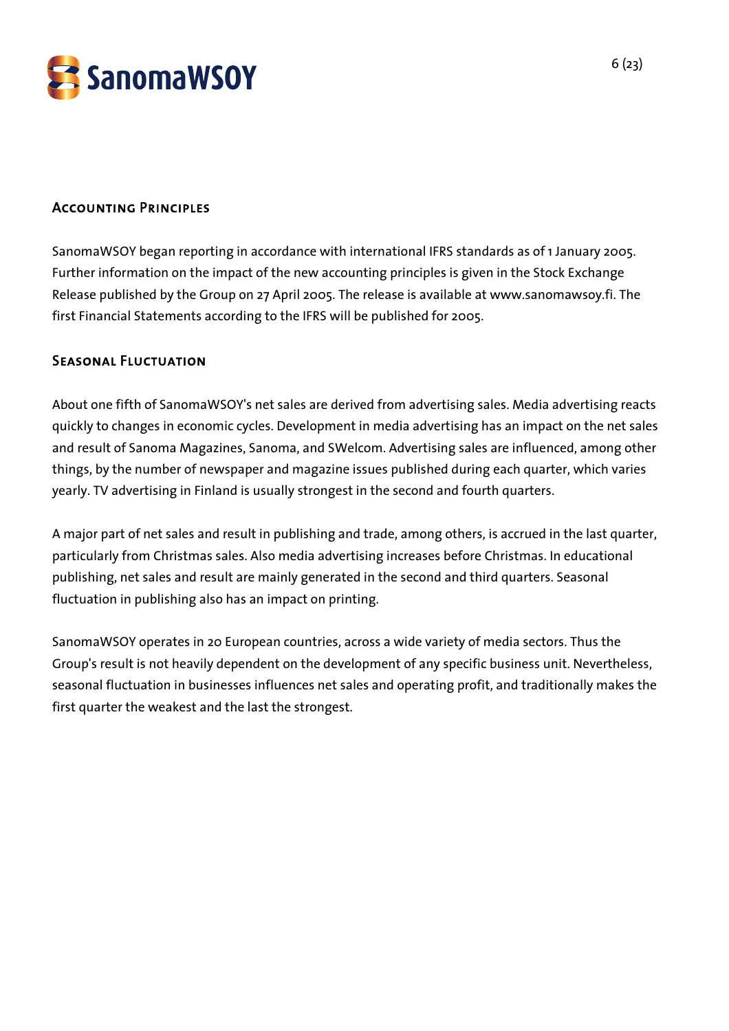## Accounting Principles

SanomaWSOY began reporting in accordance with international IFRS standards as of 1 January 2005. Further information on the impact of the new accounting principles is given in the Stock Exchange Release published by the Group on 27 April 2005. The release is available at www.sanomawsoy.fi. The first Financial Statements according to the IFRS will be published for 2005.

## Seasonal Fluctuation

About one fifth of SanomaWSOY's net sales are derived from advertising sales. Media advertising reacts quickly to changes in economic cycles. Development in media advertising has an impact on the net sales and result of Sanoma Magazines, Sanoma, and SWelcom. Advertising sales are influenced, among other things, by the number of newspaper and magazine issues published during each quarter, which varies yearly. TV advertising in Finland is usually strongest in the second and fourth quarters.

A major part of net sales and result in publishing and trade, among others, is accrued in the last quarter, particularly from Christmas sales. Also media advertising increases before Christmas. In educational publishing, net sales and result are mainly generated in the second and third quarters. Seasonal fluctuation in publishing also has an impact on printing.

SanomaWSOY operates in 20 European countries, across a wide variety of media sectors. Thus the Group's result is not heavily dependent on the development of any specific business unit. Nevertheless, seasonal fluctuation in businesses influences net sales and operating profit, and traditionally makes the first quarter the weakest and the last the strongest.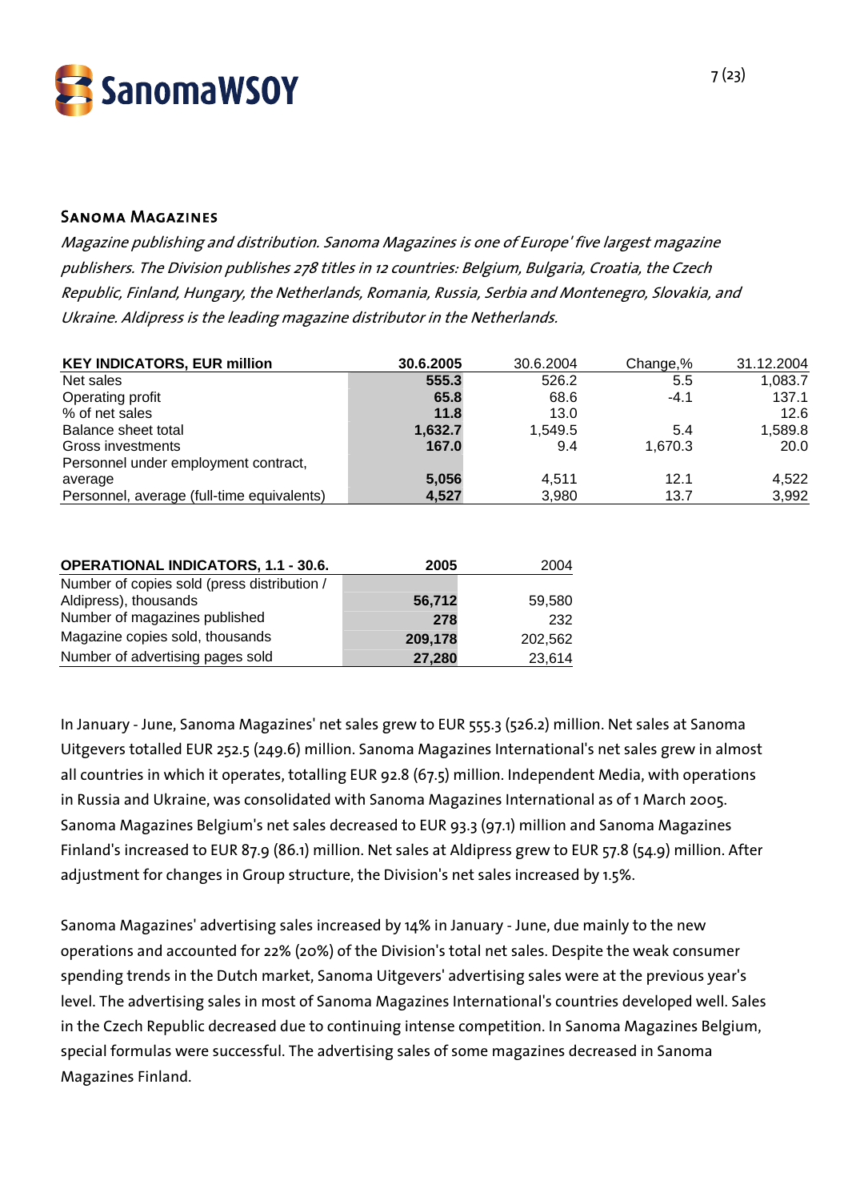## Sanoma Magazines

*Magazine publishing and distribution. Sanoma Magazines is one of Europe' five largest magazine publishers. The Division publishes 278 titles in 12 countries: Belgium, Bulgaria, Croatia, the Czech Republic, Finland, Hungary, the Netherlands, Romania, Russia, Serbia and Montenegro, Slovakia, and Ukraine. Aldipress is the leading magazine distributor in the Netherlands.*

| KEY INDICATORS, EUR million | 30.6.2005 | 30.6.2004 | Change,% | 31.12.2004 |
|---|---|---|---|---|
| Net sales | **555.3** | 526.2 | 5.5 | 1,083.7 |
| Operating profit | **65.8** | 68.6 | -4.1 | 137.1 |
| % of net sales | **11.8** | 13.0 | | 12.6 |
| Balance sheet total | **1,632.7** | 1,549.5 | 5.4 | 1,589.8 |
| Gross investments | **167.0** | 9.4 | 1,670.3 | 20.0 |
| Personnel under employment contract, average | **5,056** | 4,511 | 12.1 | 4,522 |
| Personnel, average (full-time equivalents) | **4,527** | 3,980 | 13.7 | 3,992 |

| OPERATIONAL INDICATORS, 1.1 - 30.6. | 2005 | 2004 |
|---|---|---|
| Number of copies sold (press distribution / Aldipress), thousands | **56,712** | 59,580 |
| Number of magazines published | **278** | 232 |
| Magazine copies sold, thousands | **209,178** | 202,562 |
| Number of advertising pages sold | **27,280** | 23,614 |

In January - June, Sanoma Magazines' net sales grew to EUR 555.3 (526.2) million. Net sales at Sanoma Uitgevers totalled EUR 252.5 (249.6) million. Sanoma Magazines International's net sales grew in almost all countries in which it operates, totalling EUR 92.8 (67.5) million. Independent Media, with operations in Russia and Ukraine, was consolidated with Sanoma Magazines International as of 1 March 2005. Sanoma Magazines Belgium's net sales decreased to EUR 93.3 (97.1) million and Sanoma Magazines Finland's increased to EUR 87.9 (86.1) million. Net sales at Aldipress grew to EUR 57.8 (54.9) million. After adjustment for changes in Group structure, the Division's net sales increased by 1.5%.

Sanoma Magazines' advertising sales increased by 14% in January - June, due mainly to the new operations and accounted for 22% (20%) of the Division's total net sales. Despite the weak consumer spending trends in the Dutch market, Sanoma Uitgevers' advertising sales were at the previous year's level. The advertising sales in most of Sanoma Magazines International's countries developed well. Sales in the Czech Republic decreased due to continuing intense competition. In Sanoma Magazines Belgium, special formulas were successful. The advertising sales of some magazines decreased in Sanoma Magazines Finland.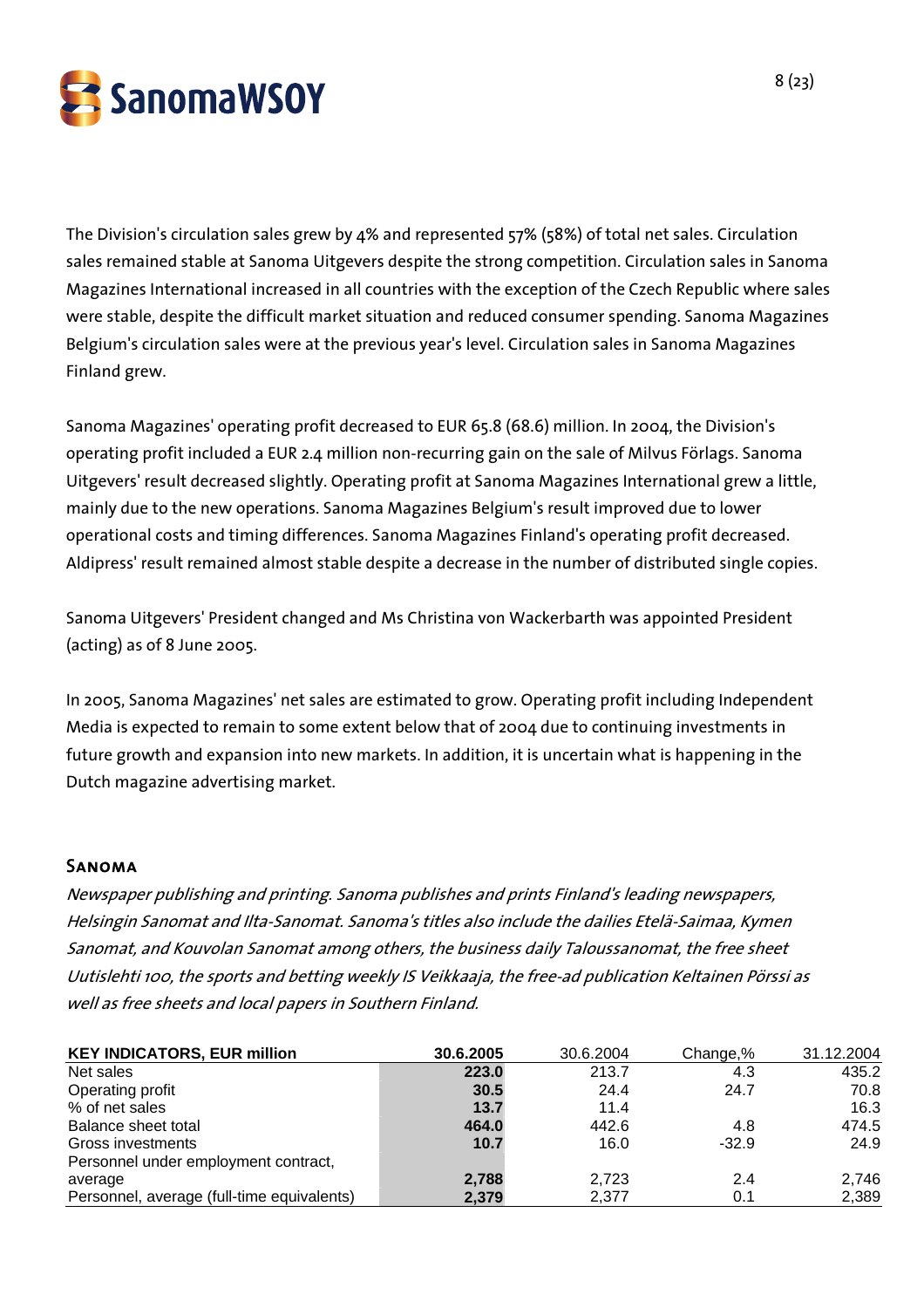The Division's circulation sales grew by 4% and represented 57% (58%) of total net sales. Circulation sales remained stable at Sanoma Uitgevers despite the strong competition. Circulation sales in Sanoma Magazines International increased in all countries with the exception of the Czech Republic where sales were stable, despite the difficult market situation and reduced consumer spending. Sanoma Magazines Belgium's circulation sales were at the previous year's level. Circulation sales in Sanoma Magazines Finland grew.

Sanoma Magazines' operating profit decreased to EUR 65.8 (68.6) million. In 2004, the Division's operating profit included a EUR 2.4 million non-recurring gain on the sale of Milvus Förlags. Sanoma Uitgevers' result decreased slightly. Operating profit at Sanoma Magazines International grew a little, mainly due to the new operations. Sanoma Magazines Belgium's result improved due to lower operational costs and timing differences. Sanoma Magazines Finland's operating profit decreased. Aldipress' result remained almost stable despite a decrease in the number of distributed single copies.

Sanoma Uitgevers' President changed and Ms Christina von Wackerbarth was appointed President (acting) as of 8 June 2005.

In 2005, Sanoma Magazines' net sales are estimated to grow. Operating profit including Independent Media is expected to remain to some extent below that of 2004 due to continuing investments in future growth and expansion into new markets. In addition, it is uncertain what is happening in the Dutch magazine advertising market.

## Sanoma

*Newspaper publishing and printing. Sanoma publishes and prints Finland's leading newspapers, Helsingin Sanomat and Ilta-Sanomat. Sanoma's titles also include the dailies Etelä-Saimaa, Kymen Sanomat, and Kouvolan Sanomat among others, the business daily Taloussanomat, the free sheet Uutislehti 100, the sports and betting weekly IS Veikkaaja, the free-ad publication Keltainen Pörssi as well as free sheets and local papers in Southern Finland.*

| KEY INDICATORS, EUR million | 30.6.2005 | 30.6.2004 | Change,% | 31.12.2004 |
|---|---|---|---|---|
| Net sales | **223.0** | 213.7 | 4.3 | 435.2 |
| Operating profit | **30.5** | 24.4 | 24.7 | 70.8 |
| % of net sales | **13.7** | 11.4 | | 16.3 |
| Balance sheet total | **464.0** | 442.6 | 4.8 | 474.5 |
| Gross investments | **10.7** | 16.0 | -32.9 | 24.9 |
| Personnel under employment contract, average | **2,788** | 2,723 | 2.4 | 2,746 |
| Personnel, average (full-time equivalents) | **2,379** | 2,377 | 0.1 | 2,389 |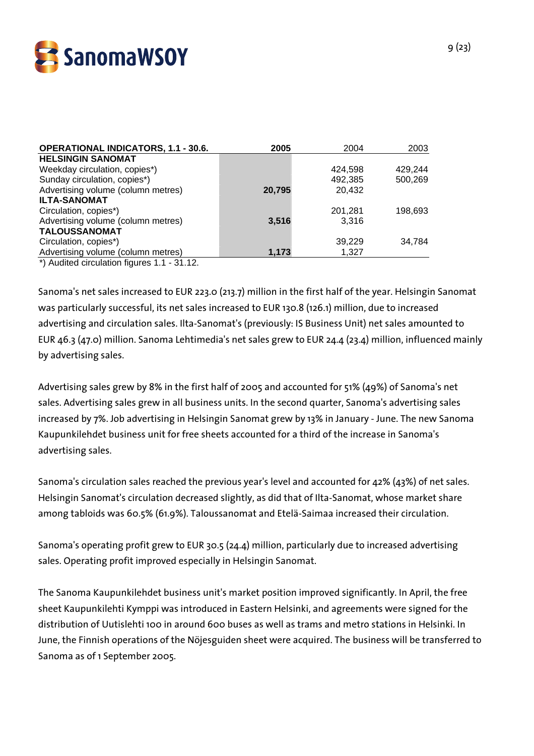| OPERATIONAL INDICATORS, 1.1 - 30.6. | 2005 | 2004 | 2003 |
| --- | --- | --- | --- |
| **HELSINGIN SANOMAT** | | | |
| Weekday circulation, copies*) | | 424,598 | 429,244 |
| Sunday circulation, copies*) | | 492,385 | 500,269 |
| Advertising volume (column metres) | **20,795** | 20,432 | |
| **ILTA-SANOMAT** | | | |
| Circulation, copies*) | | 201,281 | 198,693 |
| Advertising volume (column metres) | **3,516** | 3,316 | |
| **TALOUSSANOMAT** | | | |
| Circulation, copies*) | | 39,229 | 34,784 |
| Advertising volume (column metres) | **1,173** | 1,327 | |

*) Audited circulation figures 1.1 - 31.12.

Sanoma's net sales increased to EUR 223.0 (213.7) million in the first half of the year. Helsingin Sanomat was particularly successful, its net sales increased to EUR 130.8 (126.1) million, due to increased advertising and circulation sales. Ilta-Sanomat's (previously: IS Business Unit) net sales amounted to EUR 46.3 (47.0) million. Sanoma Lehtimedia's net sales grew to EUR 24.4 (23.4) million, influenced mainly by advertising sales.

Advertising sales grew by 8% in the first half of 2005 and accounted for 51% (49%) of Sanoma's net sales. Advertising sales grew in all business units. In the second quarter, Sanoma's advertising sales increased by 7%. Job advertising in Helsingin Sanomat grew by 13% in January - June. The new Sanoma Kaupunkilehdet business unit for free sheets accounted for a third of the increase in Sanoma's advertising sales.

Sanoma's circulation sales reached the previous year's level and accounted for 42% (43%) of net sales. Helsingin Sanomat's circulation decreased slightly, as did that of Ilta-Sanomat, whose market share among tabloids was 60.5% (61.9%). Taloussanomat and Etelä-Saimaa increased their circulation.

Sanoma's operating profit grew to EUR 30.5 (24.4) million, particularly due to increased advertising sales. Operating profit improved especially in Helsingin Sanomat.

The Sanoma Kaupunkilehdet business unit's market position improved significantly. In April, the free sheet Kaupunkilehti Kymppi was introduced in Eastern Helsinki, and agreements were signed for the distribution of Uutislehti 100 in around 600 buses as well as trams and metro stations in Helsinki. In June, the Finnish operations of the Nöjesguiden sheet were acquired. The business will be transferred to Sanoma as of 1 September 2005.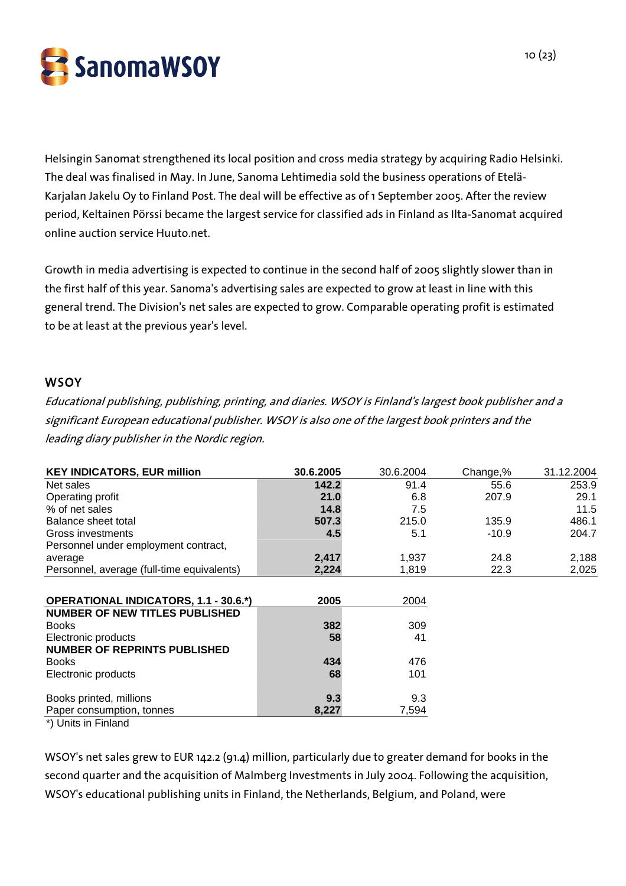Helsingin Sanomat strengthened its local position and cross media strategy by acquiring Radio Helsinki. The deal was finalised in May. In June, Sanoma Lehtimedia sold the business operations of Etelä-Karjalan Jakelu Oy to Finland Post. The deal will be effective as of 1 September 2005. After the review period, Keltainen Pörssi became the largest service for classified ads in Finland as Ilta-Sanomat acquired online auction service Huuto.net.

Growth in media advertising is expected to continue in the second half of 2005 slightly slower than in the first half of this year. Sanoma's advertising sales are expected to grow at least in line with this general trend. The Division's net sales are expected to grow. Comparable operating profit is estimated to be at least at the previous year's level.

## WSOY

*Educational publishing, publishing, printing, and diaries. WSOY is Finland's largest book publisher and a significant European educational publisher. WSOY is also one of the largest book printers and the leading diary publisher in the Nordic region.*

| KEY INDICATORS, EUR million | 30.6.2005 | 30.6.2004 | Change,% | 31.12.2004 |
|---|---|---|---|---|
| Net sales | **142.2** | 91.4 | 55.6 | 253.9 |
| Operating profit | **21.0** | 6.8 | 207.9 | 29.1 |
| % of net sales | **14.8** | 7.5 | | 11.5 |
| Balance sheet total | **507.3** | 215.0 | 135.9 | 486.1 |
| Gross investments | **4.5** | 5.1 | -10.9 | 204.7 |
| Personnel under employment contract, average | **2,417** | 1,937 | 24.8 | 2,188 |
| Personnel, average (full-time equivalents) | **2,224** | 1,819 | 22.3 | 2,025 |

| OPERATIONAL INDICATORS, 1.1 - 30.6.*) | 2005 | 2004 |
|---|---|---|
| **NUMBER OF NEW TITLES PUBLISHED** | | |
| Books | **382** | 309 |
| Electronic products | **58** | 41 |
| **NUMBER OF REPRINTS PUBLISHED** | | |
| Books | **434** | 476 |
| Electronic products | **68** | 101 |
| Books printed, millions | **9.3** | 9.3 |
| Paper consumption, tonnes | **8,227** | 7,594 |

*) Units in Finland

WSOY's net sales grew to EUR 142.2 (91.4) million, particularly due to greater demand for books in the second quarter and the acquisition of Malmberg Investments in July 2004. Following the acquisition, WSOY's educational publishing units in Finland, the Netherlands, Belgium, and Poland, were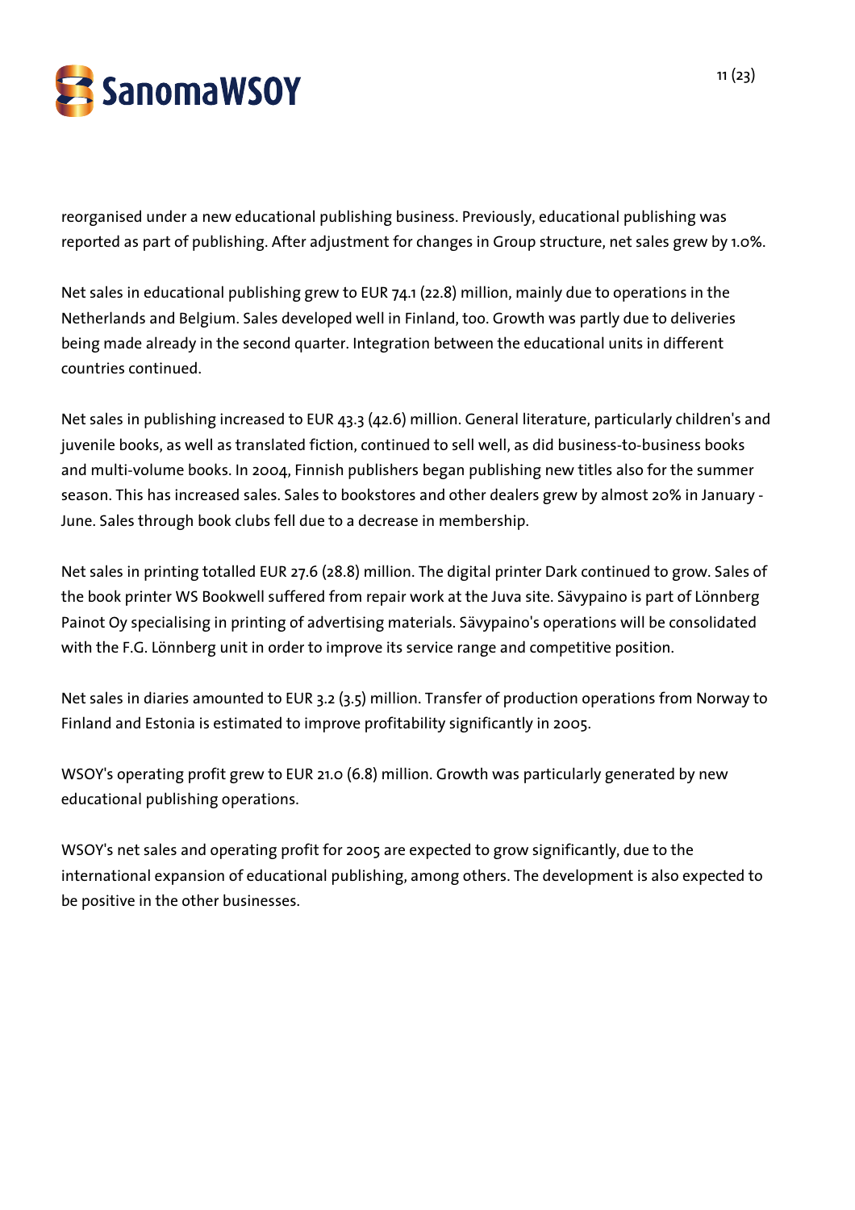reorganised under a new educational publishing business. Previously, educational publishing was reported as part of publishing. After adjustment for changes in Group structure, net sales grew by 1.0%.

Net sales in educational publishing grew to EUR 74.1 (22.8) million, mainly due to operations in the Netherlands and Belgium. Sales developed well in Finland, too. Growth was partly due to deliveries being made already in the second quarter. Integration between the educational units in different countries continued.

Net sales in publishing increased to EUR 43.3 (42.6) million. General literature, particularly children's and juvenile books, as well as translated fiction, continued to sell well, as did business-to-business books and multi-volume books. In 2004, Finnish publishers began publishing new titles also for the summer season. This has increased sales. Sales to bookstores and other dealers grew by almost 20% in January - June. Sales through book clubs fell due to a decrease in membership.

Net sales in printing totalled EUR 27.6 (28.8) million. The digital printer Dark continued to grow. Sales of the book printer WS Bookwell suffered from repair work at the Juva site. Sävypaino is part of Lönnberg Painot Oy specialising in printing of advertising materials. Sävypaino's operations will be consolidated with the F.G. Lönnberg unit in order to improve its service range and competitive position.

Net sales in diaries amounted to EUR 3.2 (3.5) million. Transfer of production operations from Norway to Finland and Estonia is estimated to improve profitability significantly in 2005.

WSOY's operating profit grew to EUR 21.0 (6.8) million. Growth was particularly generated by new educational publishing operations.

WSOY's net sales and operating profit for 2005 are expected to grow significantly, due to the international expansion of educational publishing, among others. The development is also expected to be positive in the other businesses.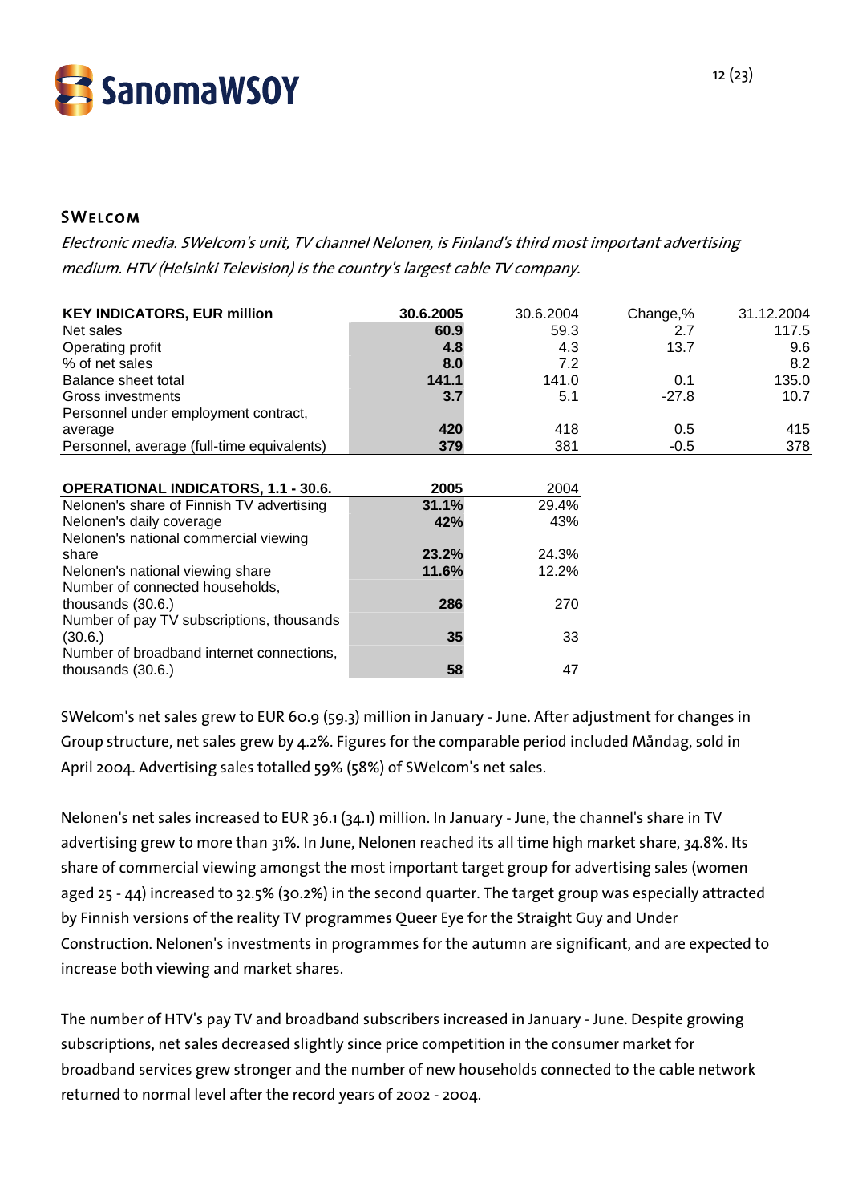## SWelcom

*Electronic media. SWelcom's unit, TV channel Nelonen, is Finland's third most important advertising medium. HTV (Helsinki Television) is the country's largest cable TV company.*

| KEY INDICATORS, EUR million | 30.6.2005 | 30.6.2004 | Change,% | 31.12.2004 |
|---|---|---|---|---|
| Net sales | **60.9** | 59.3 | 2.7 | 117.5 |
| Operating profit | **4.8** | 4.3 | 13.7 | 9.6 |
| % of net sales | **8.0** | 7.2 | | 8.2 |
| Balance sheet total | **141.1** | 141.0 | 0.1 | 135.0 |
| Gross investments | **3.7** | 5.1 | -27.8 | 10.7 |
| Personnel under employment contract, average | **420** | 418 | 0.5 | 415 |
| Personnel, average (full-time equivalents) | **379** | 381 | -0.5 | 378 |

| OPERATIONAL INDICATORS, 1.1 - 30.6. | 2005 | 2004 |
|---|---|---|
| Nelonen's share of Finnish TV advertising | **31.1%** | 29.4% |
| Nelonen's daily coverage | **42%** | 43% |
| Nelonen's national commercial viewing share | **23.2%** | 24.3% |
| Nelonen's national viewing share | **11.6%** | 12.2% |
| Number of connected households, thousands (30.6.) | **286** | 270 |
| Number of pay TV subscriptions, thousands (30.6.) | **35** | 33 |
| Number of broadband internet connections, thousands (30.6.) | **58** | 47 |

SWelcom's net sales grew to EUR 60.9 (59.3) million in January - June. After adjustment for changes in Group structure, net sales grew by 4.2%. Figures for the comparable period included Måndag, sold in April 2004. Advertising sales totalled 59% (58%) of SWelcom's net sales.

Nelonen's net sales increased to EUR 36.1 (34.1) million. In January - June, the channel's share in TV advertising grew to more than 31%. In June, Nelonen reached its all time high market share, 34.8%. Its share of commercial viewing amongst the most important target group for advertising sales (women aged 25 - 44) increased to 32.5% (30.2%) in the second quarter. The target group was especially attracted by Finnish versions of the reality TV programmes Queer Eye for the Straight Guy and Under Construction. Nelonen's investments in programmes for the autumn are significant, and are expected to increase both viewing and market shares.

The number of HTV's pay TV and broadband subscribers increased in January - June. Despite growing subscriptions, net sales decreased slightly since price competition in the consumer market for broadband services grew stronger and the number of new households connected to the cable network returned to normal level after the record years of 2002 - 2004.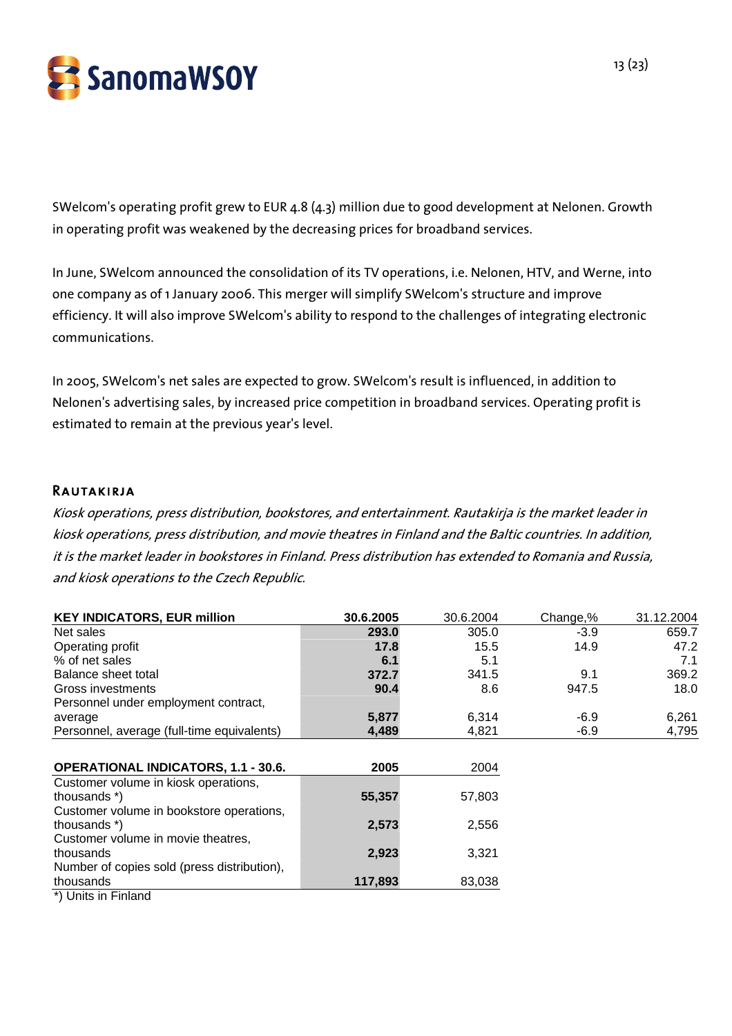SWelcom's operating profit grew to EUR 4.8 (4.3) million due to good development at Nelonen. Growth in operating profit was weakened by the decreasing prices for broadband services.

In June, SWelcom announced the consolidation of its TV operations, i.e. Nelonen, HTV, and Werne, into one company as of 1 January 2006. This merger will simplify SWelcom's structure and improve efficiency. It will also improve SWelcom's ability to respond to the challenges of integrating electronic communications.

In 2005, SWelcom's net sales are expected to grow. SWelcom's result is influenced, in addition to Nelonen's advertising sales, by increased price competition in broadband services. Operating profit is estimated to remain at the previous year's level.

## RAUTAKIRJA

*Kiosk operations, press distribution, bookstores, and entertainment. Rautakirja is the market leader in kiosk operations, press distribution, and movie theatres in Finland and the Baltic countries. In addition, it is the market leader in bookstores in Finland. Press distribution has extended to Romania and Russia, and kiosk operations to the Czech Republic.*

| KEY INDICATORS, EUR million | 30.6.2005 | 30.6.2004 | Change,% | 31.12.2004 |
|---|---|---|---|---|
| Net sales | **293.0** | 305.0 | -3.9 | 659.7 |
| Operating profit | **17.8** | 15.5 | 14.9 | 47.2 |
| % of net sales | **6.1** | 5.1 | | 7.1 |
| Balance sheet total | **372.7** | 341.5 | 9.1 | 369.2 |
| Gross investments | **90.4** | 8.6 | 947.5 | 18.0 |
| Personnel under employment contract, average | **5,877** | 6,314 | -6.9 | 6,261 |
| Personnel, average (full-time equivalents) | **4,489** | 4,821 | -6.9 | 4,795 |

| OPERATIONAL INDICATORS, 1.1 - 30.6. | 2005 | 2004 |
|---|---|---|
| Customer volume in kiosk operations, thousands *) | **55,357** | 57,803 |
| Customer volume in bookstore operations, thousands *) | **2,573** | 2,556 |
| Customer volume in movie theatres, thousands | **2,923** | 3,321 |
| Number of copies sold (press distribution), thousands | **117,893** | 83,038 |

*) Units in Finland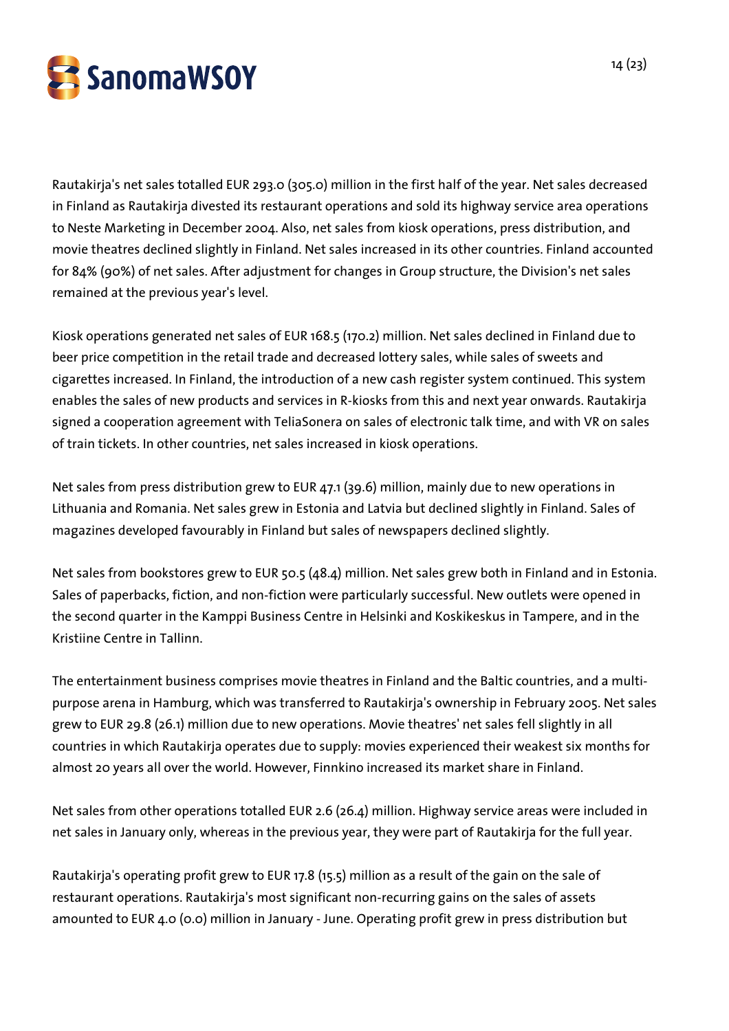Rautakirja's net sales totalled EUR 293.0 (305.0) million in the first half of the year. Net sales decreased in Finland as Rautakirja divested its restaurant operations and sold its highway service area operations to Neste Marketing in December 2004. Also, net sales from kiosk operations, press distribution, and movie theatres declined slightly in Finland. Net sales increased in its other countries. Finland accounted for 84% (90%) of net sales. After adjustment for changes in Group structure, the Division's net sales remained at the previous year's level.

Kiosk operations generated net sales of EUR 168.5 (170.2) million. Net sales declined in Finland due to beer price competition in the retail trade and decreased lottery sales, while sales of sweets and cigarettes increased. In Finland, the introduction of a new cash register system continued. This system enables the sales of new products and services in R-kiosks from this and next year onwards. Rautakirja signed a cooperation agreement with TeliaSonera on sales of electronic talk time, and with VR on sales of train tickets. In other countries, net sales increased in kiosk operations.

Net sales from press distribution grew to EUR 47.1 (39.6) million, mainly due to new operations in Lithuania and Romania. Net sales grew in Estonia and Latvia but declined slightly in Finland. Sales of magazines developed favourably in Finland but sales of newspapers declined slightly.

Net sales from bookstores grew to EUR 50.5 (48.4) million. Net sales grew both in Finland and in Estonia. Sales of paperbacks, fiction, and non-fiction were particularly successful. New outlets were opened in the second quarter in the Kamppi Business Centre in Helsinki and Koskikeskus in Tampere, and in the Kristiine Centre in Tallinn.

The entertainment business comprises movie theatres in Finland and the Baltic countries, and a multi-purpose arena in Hamburg, which was transferred to Rautakirja's ownership in February 2005. Net sales grew to EUR 29.8 (26.1) million due to new operations. Movie theatres' net sales fell slightly in all countries in which Rautakirja operates due to supply: movies experienced their weakest six months for almost 20 years all over the world. However, Finnkino increased its market share in Finland.

Net sales from other operations totalled EUR 2.6 (26.4) million. Highway service areas were included in net sales in January only, whereas in the previous year, they were part of Rautakirja for the full year.

Rautakirja's operating profit grew to EUR 17.8 (15.5) million as a result of the gain on the sale of restaurant operations. Rautakirja's most significant non-recurring gains on the sales of assets amounted to EUR 4.0 (0.0) million in January - June. Operating profit grew in press distribution but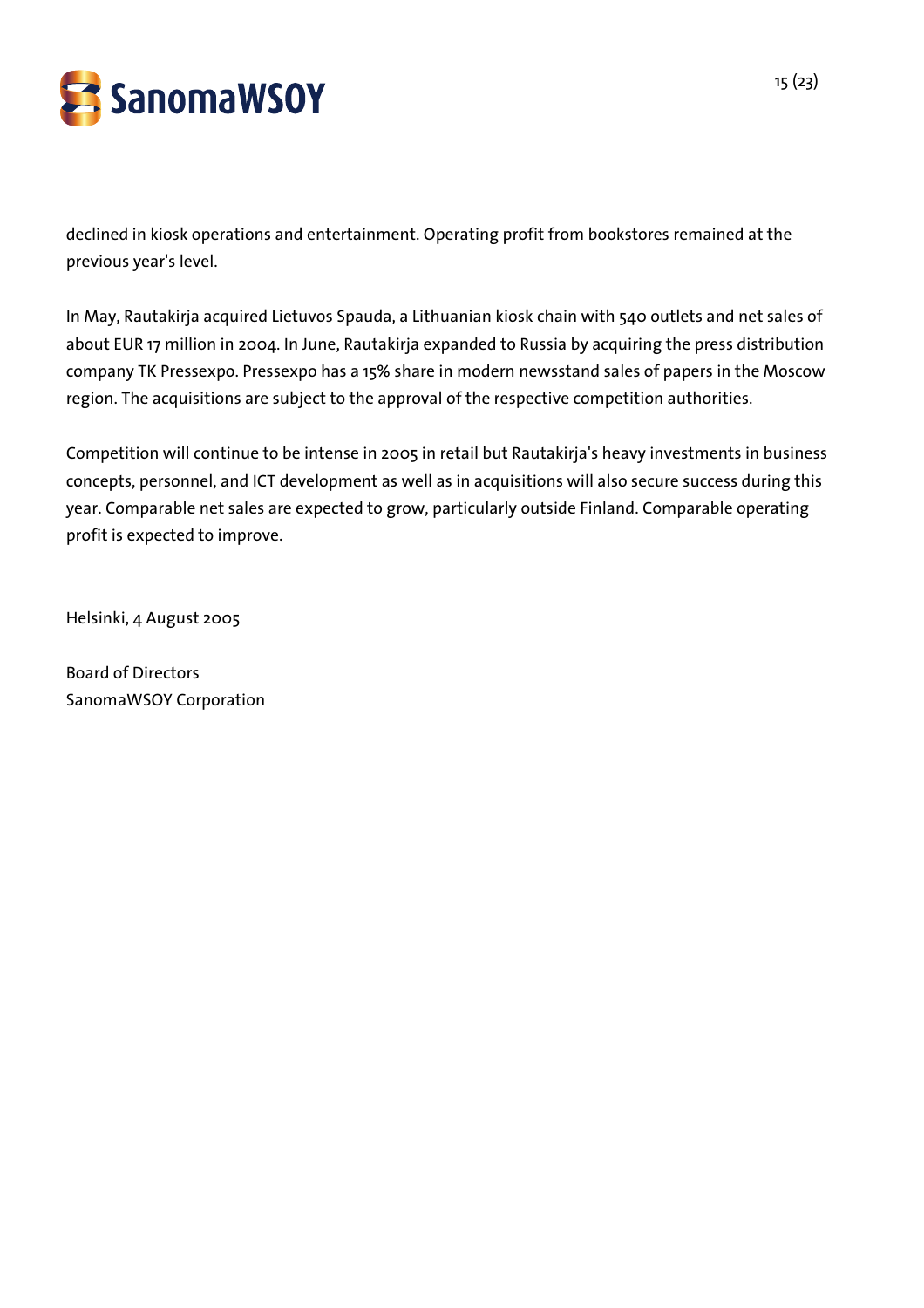declined in kiosk operations and entertainment. Operating profit from bookstores remained at the previous year's level.

In May, Rautakirja acquired Lietuvos Spauda, a Lithuanian kiosk chain with 540 outlets and net sales of about EUR 17 million in 2004. In June, Rautakirja expanded to Russia by acquiring the press distribution company TK Pressexpo. Pressexpo has a 15% share in modern newsstand sales of papers in the Moscow region. The acquisitions are subject to the approval of the respective competition authorities.

Competition will continue to be intense in 2005 in retail but Rautakirja's heavy investments in business concepts, personnel, and ICT development as well as in acquisitions will also secure success during this year. Comparable net sales are expected to grow, particularly outside Finland. Comparable operating profit is expected to improve.

Helsinki, 4 August 2005

Board of Directors
SanomaWSOY Corporation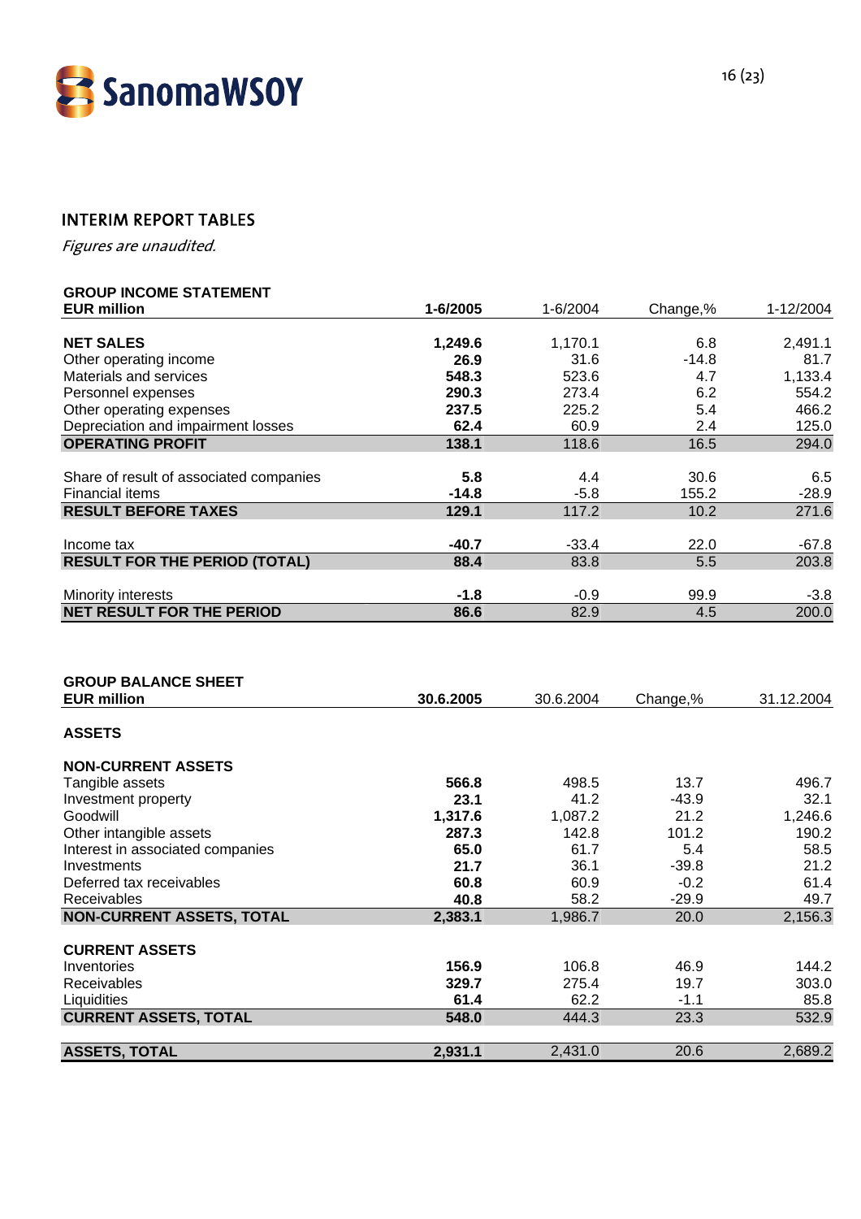## INTERIM REPORT TABLES

*Figures are unaudited.*

**GROUP INCOME STATEMENT**

| EUR million | 1-6/2005 | 1-6/2004 | Change,% | 1-12/2004 |
|---|---|---|---|---|
| **NET SALES** | **1,249.6** | 1,170.1 | 6.8 | 2,491.1 |
| Other operating income | **26.9** | 31.6 | -14.8 | 81.7 |
| Materials and services | **548.3** | 523.6 | 4.7 | 1,133.4 |
| Personnel expenses | **290.3** | 273.4 | 6.2 | 554.2 |
| Other operating expenses | **237.5** | 225.2 | 5.4 | 466.2 |
| Depreciation and impairment losses | **62.4** | 60.9 | 2.4 | 125.0 |
| **OPERATING PROFIT** | **138.1** | 118.6 | 16.5 | 294.0 |
| Share of result of associated companies | **5.8** | 4.4 | 30.6 | 6.5 |
| Financial items | **-14.8** | -5.8 | 155.2 | -28.9 |
| **RESULT BEFORE TAXES** | **129.1** | 117.2 | 10.2 | 271.6 |
| Income tax | **-40.7** | -33.4 | 22.0 | -67.8 |
| **RESULT FOR THE PERIOD (TOTAL)** | **88.4** | 83.8 | 5.5 | 203.8 |
| Minority interests | **-1.8** | -0.9 | 99.9 | -3.8 |
| **NET RESULT FOR THE PERIOD** | **86.6** | 82.9 | 4.5 | 200.0 |

**GROUP BALANCE SHEET**

| EUR million | 30.6.2005 | 30.6.2004 | Change,% | 31.12.2004 |
|---|---|---|---|---|
| **ASSETS** | | | | |
| **NON-CURRENT ASSETS** | | | | |
| Tangible assets | **566.8** | 498.5 | 13.7 | 496.7 |
| Investment property | **23.1** | 41.2 | -43.9 | 32.1 |
| Goodwill | **1,317.6** | 1,087.2 | 21.2 | 1,246.6 |
| Other intangible assets | **287.3** | 142.8 | 101.2 | 190.2 |
| Interest in associated companies | **65.0** | 61.7 | 5.4 | 58.5 |
| Investments | **21.7** | 36.1 | -39.8 | 21.2 |
| Deferred tax receivables | **60.8** | 60.9 | -0.2 | 61.4 |
| Receivables | **40.8** | 58.2 | -29.9 | 49.7 |
| **NON-CURRENT ASSETS, TOTAL** | **2,383.1** | 1,986.7 | 20.0 | 2,156.3 |
| **CURRENT ASSETS** | | | | |
| Inventories | **156.9** | 106.8 | 46.9 | 144.2 |
| Receivables | **329.7** | 275.4 | 19.7 | 303.0 |
| Liquidities | **61.4** | 62.2 | -1.1 | 85.8 |
| **CURRENT ASSETS, TOTAL** | **548.0** | 444.3 | 23.3 | 532.9 |
| **ASSETS, TOTAL** | **2,931.1** | 2,431.0 | 20.6 | 2,689.2 |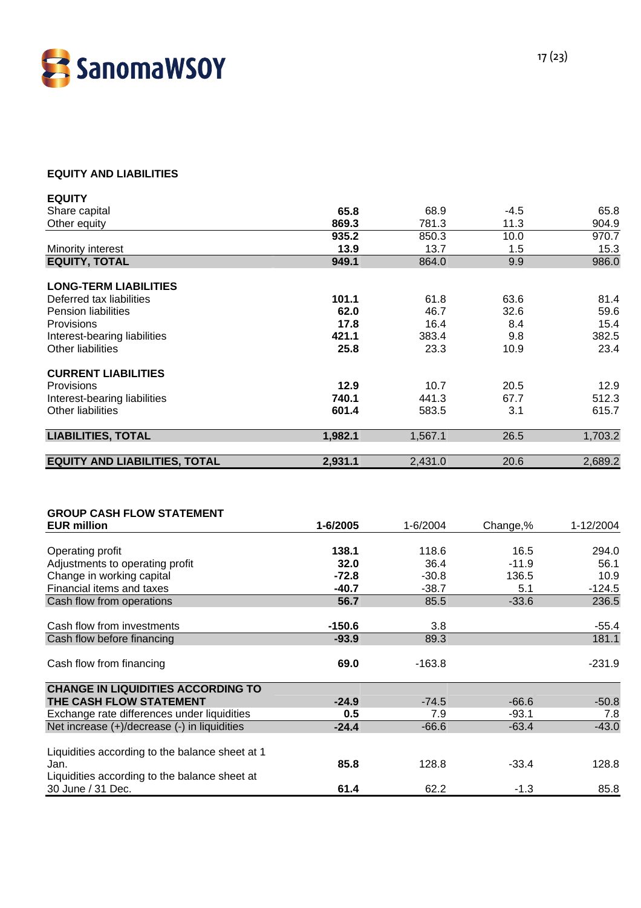## EQUITY AND LIABILITIES

| | | | | |
|---|---|---|---|---|
| **EQUITY** | | | | |
| Share capital | **65.8** | 68.9 | -4.5 | 65.8 |
| Other equity | **869.3** | 781.3 | 11.3 | 904.9 |
| | **935.2** | 850.3 | 10.0 | 970.7 |
| Minority interest | **13.9** | 13.7 | 1.5 | 15.3 |
| **EQUITY, TOTAL** | **949.1** | 864.0 | 9.9 | 986.0 |
| | | | | |
| **LONG-TERM LIABILITIES** | | | | |
| Deferred tax liabilities | **101.1** | 61.8 | 63.6 | 81.4 |
| Pension liabilities | **62.0** | 46.7 | 32.6 | 59.6 |
| Provisions | **17.8** | 16.4 | 8.4 | 15.4 |
| Interest-bearing liabilities | **421.1** | 383.4 | 9.8 | 382.5 |
| Other liabilities | **25.8** | 23.3 | 10.9 | 23.4 |
| | | | | |
| **CURRENT LIABILITIES** | | | | |
| Provisions | **12.9** | 10.7 | 20.5 | 12.9 |
| Interest-bearing liabilities | **740.1** | 441.3 | 67.7 | 512.3 |
| Other liabilities | **601.4** | 583.5 | 3.1 | 615.7 |
| | | | | |
| **LIABILITIES, TOTAL** | **1,982.1** | 1,567.1 | 26.5 | 1,703.2 |
| | | | | |
| **EQUITY AND LIABILITIES, TOTAL** | **2,931.1** | 2,431.0 | 20.6 | 2,689.2 |

## GROUP CASH FLOW STATEMENT

| **EUR million** | **1-6/2005** | 1-6/2004 | Change,% | 1-12/2004 |
|---|---|---|---|---|
| Operating profit | **138.1** | 118.6 | 16.5 | 294.0 |
| Adjustments to operating profit | **32.0** | 36.4 | -11.9 | 56.1 |
| Change in working capital | **-72.8** | -30.8 | 136.5 | 10.9 |
| Financial items and taxes | **-40.7** | -38.7 | 5.1 | -124.5 |
| Cash flow from operations | **56.7** | 85.5 | -33.6 | 236.5 |
| | | | | |
| Cash flow from investments | **-150.6** | 3.8 | | -55.4 |
| Cash flow before financing | **-93.9** | 89.3 | | 181.1 |
| | | | | |
| Cash flow from financing | **69.0** | -163.8 | | -231.9 |
| | | | | |
| **CHANGE IN LIQUIDITIES ACCORDING TO THE CASH FLOW STATEMENT** | **-24.9** | -74.5 | -66.6 | -50.8 |
| Exchange rate differences under liquidities | **0.5** | 7.9 | -93.1 | 7.8 |
| Net increase (+)/decrease (-) in liquidities | **-24.4** | -66.6 | -63.4 | -43.0 |
| | | | | |
| Liquidities according to the balance sheet at 1 Jan. | **85.8** | 128.8 | -33.4 | 128.8 |
| Liquidities according to the balance sheet at 30 June / 31 Dec. | **61.4** | 62.2 | -1.3 | 85.8 |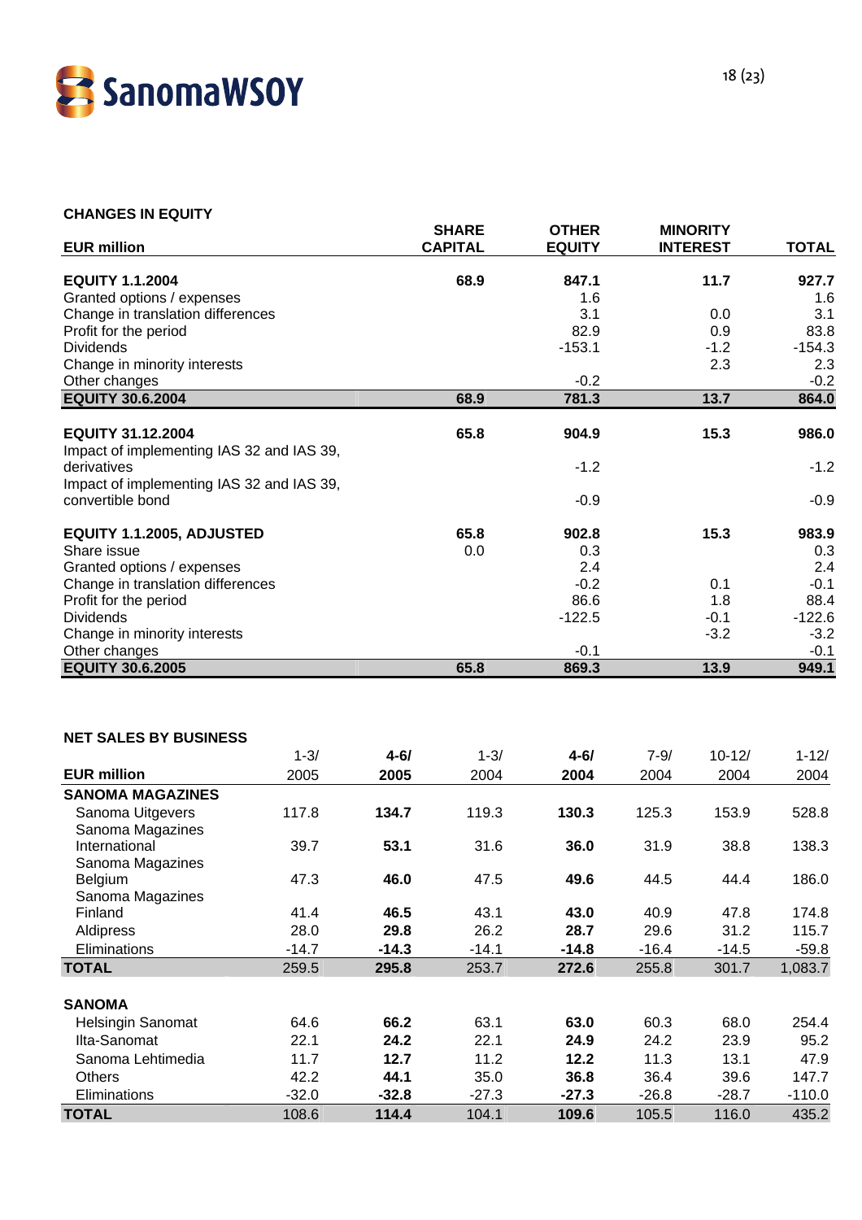## CHANGES IN EQUITY

| EUR million | SHARE CAPITAL | OTHER EQUITY | MINORITY INTEREST | TOTAL |
|---|---|---|---|---|
| **EQUITY 1.1.2004** | **68.9** | **847.1** | **11.7** | **927.7** |
| Granted options / expenses | | 1.6 | | 1.6 |
| Change in translation differences | | 3.1 | 0.0 | 3.1 |
| Profit for the period | | 82.9 | 0.9 | 83.8 |
| Dividends | | -153.1 | -1.2 | -154.3 |
| Change in minority interests | | | 2.3 | 2.3 |
| Other changes | | -0.2 | | -0.2 |
| **EQUITY 30.6.2004** | **68.9** | **781.3** | **13.7** | **864.0** |
| | | | | |
| **EQUITY 31.12.2004** | **65.8** | **904.9** | **15.3** | **986.0** |
| Impact of implementing IAS 32 and IAS 39, derivatives | | -1.2 | | -1.2 |
| Impact of implementing IAS 32 and IAS 39, convertible bond | | -0.9 | | -0.9 |
| | | | | |
| **EQUITY 1.1.2005, ADJUSTED** | **65.8** | **902.8** | **15.3** | **983.9** |
| Share issue | 0.0 | 0.3 | | 0.3 |
| Granted options / expenses | | 2.4 | | 2.4 |
| Change in translation differences | | -0.2 | 0.1 | -0.1 |
| Profit for the period | | 86.6 | 1.8 | 88.4 |
| Dividends | | -122.5 | -0.1 | -122.6 |
| Change in minority interests | | | -3.2 | -3.2 |
| Other changes | | -0.1 | | -0.1 |
| **EQUITY 30.6.2005** | **65.8** | **869.3** | **13.9** | **949.1** |

## NET SALES BY BUSINESS

| EUR million | 1-3/ 2005 | **4-6/ 2005** | 1-3/ 2004 | **4-6/ 2004** | 7-9/ 2004 | 10-12/ 2004 | 1-12/ 2004 |
|---|---|---|---|---|---|---|---|
| **SANOMA MAGAZINES** | | | | | | | |
| Sanoma Uitgevers | 117.8 | **134.7** | 119.3 | **130.3** | 125.3 | 153.9 | 528.8 |
| Sanoma Magazines International | 39.7 | **53.1** | 31.6 | **36.0** | 31.9 | 38.8 | 138.3 |
| Sanoma Magazines Belgium | 47.3 | **46.0** | 47.5 | **49.6** | 44.5 | 44.4 | 186.0 |
| Sanoma Magazines Finland | 41.4 | **46.5** | 43.1 | **43.0** | 40.9 | 47.8 | 174.8 |
| Aldipress | 28.0 | **29.8** | 26.2 | **28.7** | 29.6 | 31.2 | 115.7 |
| Eliminations | -14.7 | **-14.3** | -14.1 | **-14.8** | -16.4 | -14.5 | -59.8 |
| **TOTAL** | 259.5 | **295.8** | 253.7 | **272.6** | 255.8 | 301.7 | 1,083.7 |
| | | | | | | | |
| **SANOMA** | | | | | | | |
| Helsingin Sanomat | 64.6 | **66.2** | 63.1 | **63.0** | 60.3 | 68.0 | 254.4 |
| Ilta-Sanomat | 22.1 | **24.2** | 22.1 | **24.9** | 24.2 | 23.9 | 95.2 |
| Sanoma Lehtimedia | 11.7 | **12.7** | 11.2 | **12.2** | 11.3 | 13.1 | 47.9 |
| Others | 42.2 | **44.1** | 35.0 | **36.8** | 36.4 | 39.6 | 147.7 |
| Eliminations | -32.0 | **-32.8** | -27.3 | **-27.3** | -26.8 | -28.7 | -110.0 |
| **TOTAL** | 108.6 | **114.4** | 104.1 | **109.6** | 105.5 | 116.0 | 435.2 |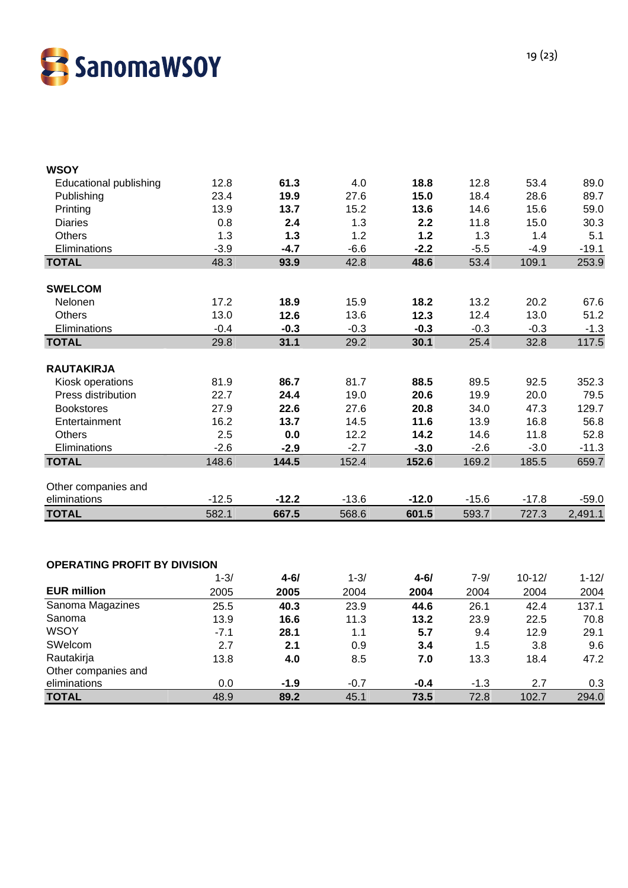| | | | | | | | |
|---|---|---|---|---|---|---|---|
| **WSOY** | | | | | | | |
| Educational publishing | 12.8 | **61.3** | 4.0 | **18.8** | 12.8 | 53.4 | 89.0 |
| Publishing | 23.4 | **19.9** | 27.6 | **15.0** | 18.4 | 28.6 | 89.7 |
| Printing | 13.9 | **13.7** | 15.2 | **13.6** | 14.6 | 15.6 | 59.0 |
| Diaries | 0.8 | **2.4** | 1.3 | **2.2** | 11.8 | 15.0 | 30.3 |
| Others | 1.3 | **1.3** | 1.2 | **1.2** | 1.3 | 1.4 | 5.1 |
| Eliminations | -3.9 | **-4.7** | -6.6 | **-2.2** | -5.5 | -4.9 | -19.1 |
| **TOTAL** | 48.3 | **93.9** | 42.8 | **48.6** | 53.4 | 109.1 | 253.9 |
| | | | | | | | |
| **SWELCOM** | | | | | | | |
| Nelonen | 17.2 | **18.9** | 15.9 | **18.2** | 13.2 | 20.2 | 67.6 |
| Others | 13.0 | **12.6** | 13.6 | **12.3** | 12.4 | 13.0 | 51.2 |
| Eliminations | -0.4 | **-0.3** | -0.3 | **-0.3** | -0.3 | -0.3 | -1.3 |
| **TOTAL** | 29.8 | **31.1** | 29.2 | **30.1** | 25.4 | 32.8 | 117.5 |
| | | | | | | | |
| **RAUTAKIRJA** | | | | | | | |
| Kiosk operations | 81.9 | **86.7** | 81.7 | **88.5** | 89.5 | 92.5 | 352.3 |
| Press distribution | 22.7 | **24.4** | 19.0 | **20.6** | 19.9 | 20.0 | 79.5 |
| Bookstores | 27.9 | **22.6** | 27.6 | **20.8** | 34.0 | 47.3 | 129.7 |
| Entertainment | 16.2 | **13.7** | 14.5 | **11.6** | 13.9 | 16.8 | 56.8 |
| Others | 2.5 | **0.0** | 12.2 | **14.2** | 14.6 | 11.8 | 52.8 |
| Eliminations | -2.6 | **-2.9** | -2.7 | **-3.0** | -2.6 | -3.0 | -11.3 |
| **TOTAL** | 148.6 | **144.5** | 152.4 | **152.6** | 169.2 | 185.5 | 659.7 |
| | | | | | | | |
| Other companies and eliminations | -12.5 | **-12.2** | -13.6 | **-12.0** | -15.6 | -17.8 | -59.0 |
| **TOTAL** | 582.1 | **667.5** | 568.6 | **601.5** | 593.7 | 727.3 | 2,491.1 |

**OPERATING PROFIT BY DIVISION**

| EUR million | 1-3/ 2005 | **4-6/ 2005** | 1-3/ 2004 | **4-6/ 2004** | 7-9/ 2004 | 10-12/ 2004 | 1-12/ 2004 |
|---|---|---|---|---|---|---|---|
| Sanoma Magazines | 25.5 | **40.3** | 23.9 | **44.6** | 26.1 | 42.4 | 137.1 |
| Sanoma | 13.9 | **16.6** | 11.3 | **13.2** | 23.9 | 22.5 | 70.8 |
| WSOY | -7.1 | **28.1** | 1.1 | **5.7** | 9.4 | 12.9 | 29.1 |
| SWelcom | 2.7 | **2.1** | 0.9 | **3.4** | 1.5 | 3.8 | 9.6 |
| Rautakirja | 13.8 | **4.0** | 8.5 | **7.0** | 13.3 | 18.4 | 47.2 |
| Other companies and eliminations | 0.0 | **-1.9** | -0.7 | **-0.4** | -1.3 | 2.7 | 0.3 |
| **TOTAL** | 48.9 | **89.2** | 45.1 | **73.5** | 72.8 | 102.7 | 294.0 |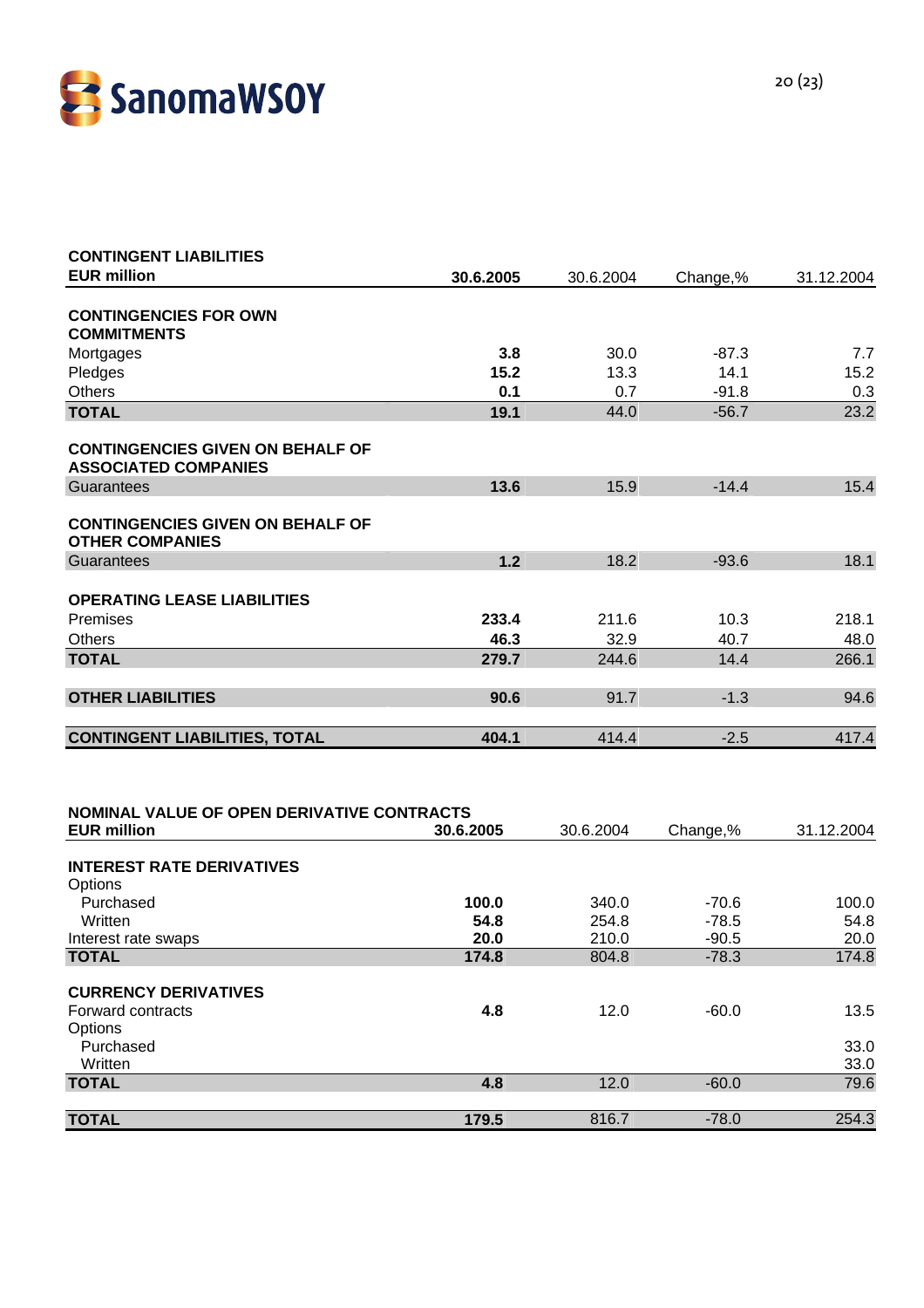| CONTINGENT LIABILITIES<br>EUR million | 30.6.2005 | 30.6.2004 | Change,% | 31.12.2004 |
|---|---|---|---|---|
| **CONTINGENCIES FOR OWN COMMITMENTS** | | | | |
| Mortgages | **3.8** | 30.0 | -87.3 | 7.7 |
| Pledges | **15.2** | 13.3 | 14.1 | 15.2 |
| Others | **0.1** | 0.7 | -91.8 | 0.3 |
| **TOTAL** | **19.1** | 44.0 | -56.7 | 23.2 |
| **CONTINGENCIES GIVEN ON BEHALF OF ASSOCIATED COMPANIES** | | | | |
| Guarantees | **13.6** | 15.9 | -14.4 | 15.4 |
| **CONTINGENCIES GIVEN ON BEHALF OF OTHER COMPANIES** | | | | |
| Guarantees | **1.2** | 18.2 | -93.6 | 18.1 |
| **OPERATING LEASE LIABILITIES** | | | | |
| Premises | **233.4** | 211.6 | 10.3 | 218.1 |
| Others | **46.3** | 32.9 | 40.7 | 48.0 |
| **TOTAL** | **279.7** | 244.6 | 14.4 | 266.1 |
| **OTHER LIABILITIES** | **90.6** | 91.7 | -1.3 | 94.6 |
| **CONTINGENT LIABILITIES, TOTAL** | **404.1** | 414.4 | -2.5 | 417.4 |

| NOMINAL VALUE OF OPEN DERIVATIVE CONTRACTS<br>EUR million | 30.6.2005 | 30.6.2004 | Change,% | 31.12.2004 |
|---|---|---|---|---|
| **INTEREST RATE DERIVATIVES** | | | | |
| Options | | | | |
| Purchased | **100.0** | 340.0 | -70.6 | 100.0 |
| Written | **54.8** | 254.8 | -78.5 | 54.8 |
| Interest rate swaps | **20.0** | 210.0 | -90.5 | 20.0 |
| **TOTAL** | **174.8** | 804.8 | -78.3 | 174.8 |
| **CURRENCY DERIVATIVES** | | | | |
| Forward contracts | **4.8** | 12.0 | -60.0 | 13.5 |
| Options | | | | |
| Purchased | | | | 33.0 |
| Written | | | | 33.0 |
| **TOTAL** | **4.8** | 12.0 | -60.0 | 79.6 |
| **TOTAL** | **179.5** | 816.7 | -78.0 | 254.3 |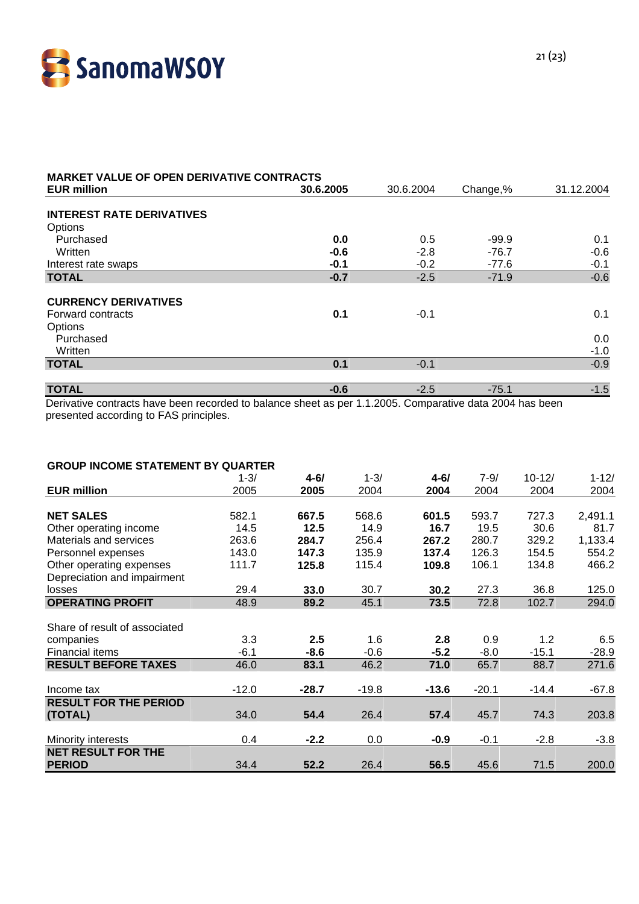**MARKET VALUE OF OPEN DERIVATIVE CONTRACTS**

| EUR million | 30.6.2005 | 30.6.2004 | Change,% | 31.12.2004 |
|---|---|---|---|---|
| **INTEREST RATE DERIVATIVES** | | | | |
| Options | | | | |
| Purchased | **0.0** | 0.5 | -99.9 | 0.1 |
| Written | **-0.6** | -2.8 | -76.7 | -0.6 |
| Interest rate swaps | **-0.1** | -0.2 | -77.6 | -0.1 |
| **TOTAL** | **-0.7** | -2.5 | -71.9 | -0.6 |
| **CURRENCY DERIVATIVES** | | | | |
| Forward contracts | **0.1** | -0.1 | | 0.1 |
| Options | | | | |
| Purchased | | | | 0.0 |
| Written | | | | -1.0 |
| **TOTAL** | **0.1** | -0.1 | | -0.9 |
| **TOTAL** | **-0.6** | -2.5 | -75.1 | -1.5 |

Derivative contracts have been recorded to balance sheet as per 1.1.2005. Comparative data 2004 has been presented according to FAS principles.

**GROUP INCOME STATEMENT BY QUARTER**

| EUR million | 1-3/ 2005 | **4-6/ 2005** | 1-3/ 2004 | **4-6/ 2004** | 7-9/ 2004 | 10-12/ 2004 | 1-12/ 2004 |
|---|---|---|---|---|---|---|---|
| **NET SALES** | 582.1 | **667.5** | 568.6 | **601.5** | 593.7 | 727.3 | 2,491.1 |
| Other operating income | 14.5 | **12.5** | 14.9 | **16.7** | 19.5 | 30.6 | 81.7 |
| Materials and services | 263.6 | **284.7** | 256.4 | **267.2** | 280.7 | 329.2 | 1,133.4 |
| Personnel expenses | 143.0 | **147.3** | 135.9 | **137.4** | 126.3 | 154.5 | 554.2 |
| Other operating expenses | 111.7 | **125.8** | 115.4 | **109.8** | 106.1 | 134.8 | 466.2 |
| Depreciation and impairment losses | 29.4 | **33.0** | 30.7 | **30.2** | 27.3 | 36.8 | 125.0 |
| **OPERATING PROFIT** | 48.9 | **89.2** | 45.1 | **73.5** | 72.8 | 102.7 | 294.0 |
| Share of result of associated companies | 3.3 | **2.5** | 1.6 | **2.8** | 0.9 | 1.2 | 6.5 |
| Financial items | -6.1 | **-8.6** | -0.6 | **-5.2** | -8.0 | -15.1 | -28.9 |
| **RESULT BEFORE TAXES** | 46.0 | **83.1** | 46.2 | **71.0** | 65.7 | 88.7 | 271.6 |
| Income tax | -12.0 | **-28.7** | -19.8 | **-13.6** | -20.1 | -14.4 | -67.8 |
| **RESULT FOR THE PERIOD (TOTAL)** | 34.0 | **54.4** | 26.4 | **57.4** | 45.7 | 74.3 | 203.8 |
| Minority interests | 0.4 | **-2.2** | 0.0 | **-0.9** | -0.1 | -2.8 | -3.8 |
| **NET RESULT FOR THE PERIOD** | 34.4 | **52.2** | 26.4 | **56.5** | 45.6 | 71.5 | 200.0 |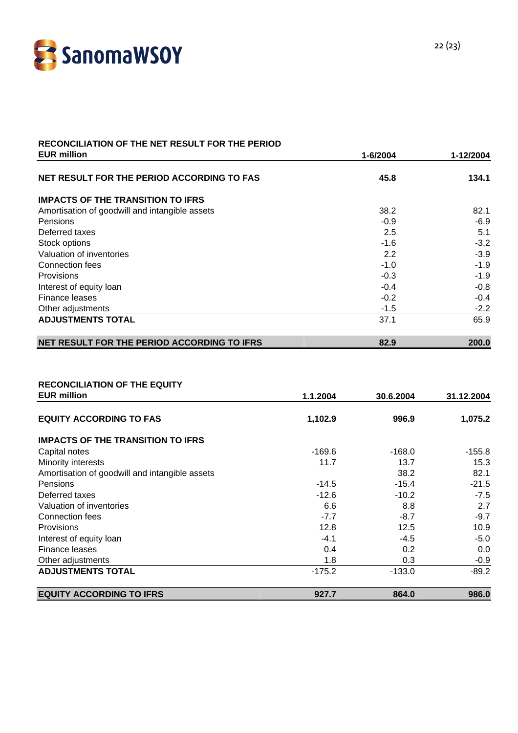## RECONCILIATION OF THE NET RESULT FOR THE PERIOD

| EUR million | 1-6/2004 | 1-12/2004 |
|---|---|---|
| **NET RESULT FOR THE PERIOD ACCORDING TO FAS** | **45.8** | **134.1** |
| **IMPACTS OF THE TRANSITION TO IFRS** | | |
| Amortisation of goodwill and intangible assets | 38.2 | 82.1 |
| Pensions | -0.9 | -6.9 |
| Deferred taxes | 2.5 | 5.1 |
| Stock options | -1.6 | -3.2 |
| Valuation of inventories | 2.2 | -3.9 |
| Connection fees | -1.0 | -1.9 |
| Provisions | -0.3 | -1.9 |
| Interest of equity loan | -0.4 | -0.8 |
| Finance leases | -0.2 | -0.4 |
| Other adjustments | -1.5 | -2.2 |
| **ADJUSTMENTS TOTAL** | 37.1 | 65.9 |
| **NET RESULT FOR THE PERIOD ACCORDING TO IFRS** | **82.9** | **200.0** |

## RECONCILIATION OF THE EQUITY

| EUR million | 1.1.2004 | 30.6.2004 | 31.12.2004 |
|---|---|---|---|
| **EQUITY ACCORDING TO FAS** | **1,102.9** | **996.9** | **1,075.2** |
| **IMPACTS OF THE TRANSITION TO IFRS** | | | |
| Capital notes | -169.6 | -168.0 | -155.8 |
| Minority interests | 11.7 | 13.7 | 15.3 |
| Amortisation of goodwill and intangible assets | | 38.2 | 82.1 |
| Pensions | -14.5 | -15.4 | -21.5 |
| Deferred taxes | -12.6 | -10.2 | -7.5 |
| Valuation of inventories | 6.6 | 8.8 | 2.7 |
| Connection fees | -7.7 | -8.7 | -9.7 |
| Provisions | 12.8 | 12.5 | 10.9 |
| Interest of equity loan | -4.1 | -4.5 | -5.0 |
| Finance leases | 0.4 | 0.2 | 0.0 |
| Other adjustments | 1.8 | 0.3 | -0.9 |
| **ADJUSTMENTS TOTAL** | -175.2 | -133.0 | -89.2 |
| **EQUITY ACCORDING TO IFRS** | **927.7** | **864.0** | **986.0** |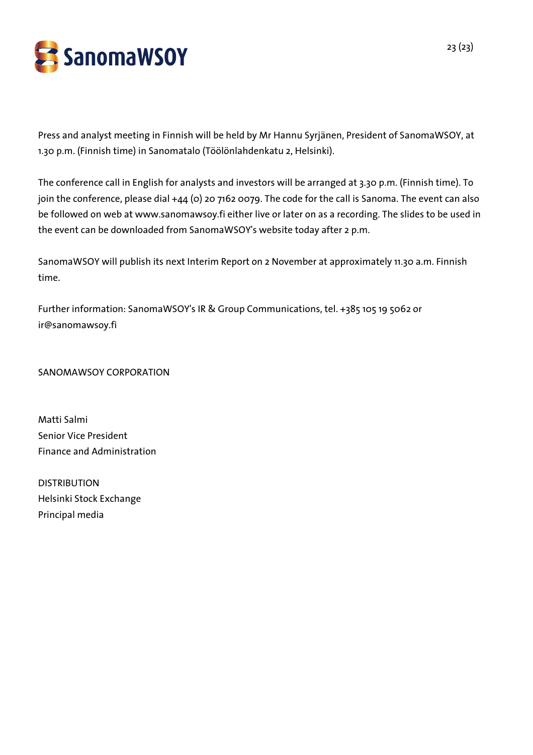Press and analyst meeting in Finnish will be held by Mr Hannu Syrjänen, President of SanomaWSOY, at 1.30 p.m. (Finnish time) in Sanomatalo (Töölönlahdenkatu 2, Helsinki).

The conference call in English for analysts and investors will be arranged at 3.30 p.m. (Finnish time). To join the conference, please dial +44 (0) 20 7162 0079. The code for the call is Sanoma. The event can also be followed on web at www.sanomawsoy.fi either live or later on as a recording. The slides to be used in the event can be downloaded from SanomaWSOY's website today after 2 p.m.

SanomaWSOY will publish its next Interim Report on 2 November at approximately 11.30 a.m. Finnish time.

Further information: SanomaWSOY's IR & Group Communications, tel. +385 105 19 5062 or ir@sanomawsoy.fi

SANOMAWSOY CORPORATION

Matti Salmi
Senior Vice President
Finance and Administration

DISTRIBUTION
Helsinki Stock Exchange
Principal media